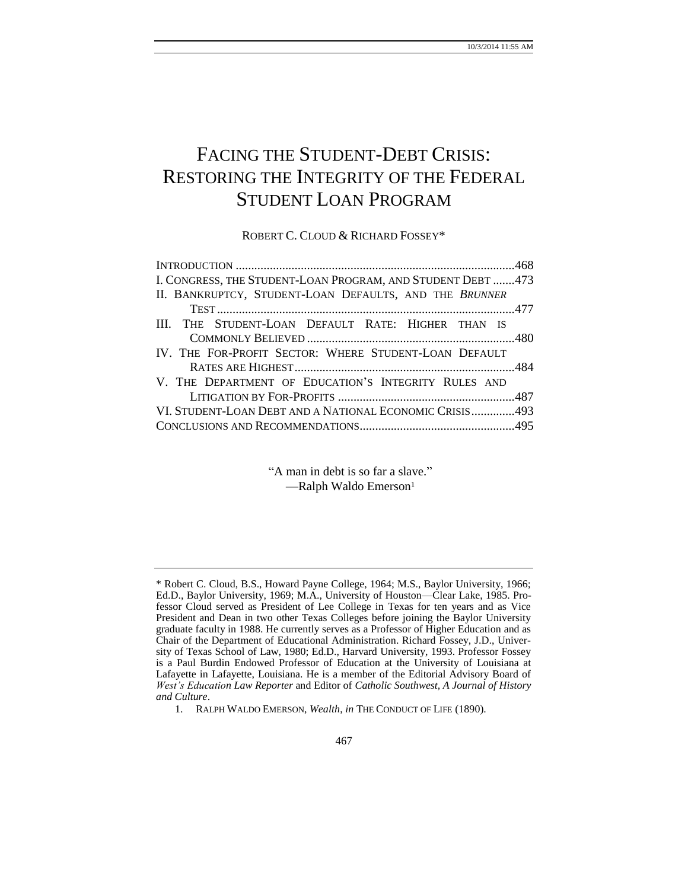# FACING THE STUDENT-DEBT CRISIS: RESTORING THE INTEGRITY OF THE FEDERAL STUDENT LOAN PROGRAM

ROBERT C. CLOUD & RICHARD FOSSEY*

INTRODUCTION ......................................................................................468
I. CONGRESS, THE STUDENT-LOAN PROGRAM, AND STUDENT DEBT .......473
II. BANKRUPTCY, STUDENT-LOAN DEFAULTS, AND THE *BRUNNER* TEST ..............................................................................................477
III. THE STUDENT-LOAN DEFAULT RATE: HIGHER THAN IS COMMONLY BELIEVED ..................................................................480
IV. THE FOR-PROFIT SECTOR: WHERE STUDENT-LOAN DEFAULT RATES ARE HIGHEST ......................................................................484
V. THE DEPARTMENT OF EDUCATION'S INTEGRITY RULES AND LITIGATION BY FOR-PROFITS .........................................................487
VI. STUDENT-LOAN DEBT AND A NATIONAL ECONOMIC CRISIS .............493
CONCLUSIONS AND RECOMMENDATIONS..................................................495

> "A man in debt is so far a slave."
> —Ralph Waldo Emerson[1]

---

\* Robert C. Cloud, B.S., Howard Payne College, 1964; M.S., Baylor University, 1966; Ed.D., Baylor University, 1969; M.A., University of Houston—Clear Lake, 1985. Professor Cloud served as President of Lee College in Texas for ten years and as Vice President and Dean in two other Texas Colleges before joining the Baylor University graduate faculty in 1988. He currently serves as a Professor of Higher Education and as Chair of the Department of Educational Administration. Richard Fossey, J.D., University of Texas School of Law, 1980; Ed.D., Harvard University, 1993. Professor Fossey is a Paul Burdin Endowed Professor of Education at the University of Louisiana at Lafayette in Lafayette, Louisiana. He is a member of the Editorial Advisory Board of *West's Education Law Reporter* and Editor of *Catholic Southwest, A Journal of History and Culture*.

1. RALPH WALDO EMERSON, *Wealth*, *in* THE CONDUCT OF LIFE (1890).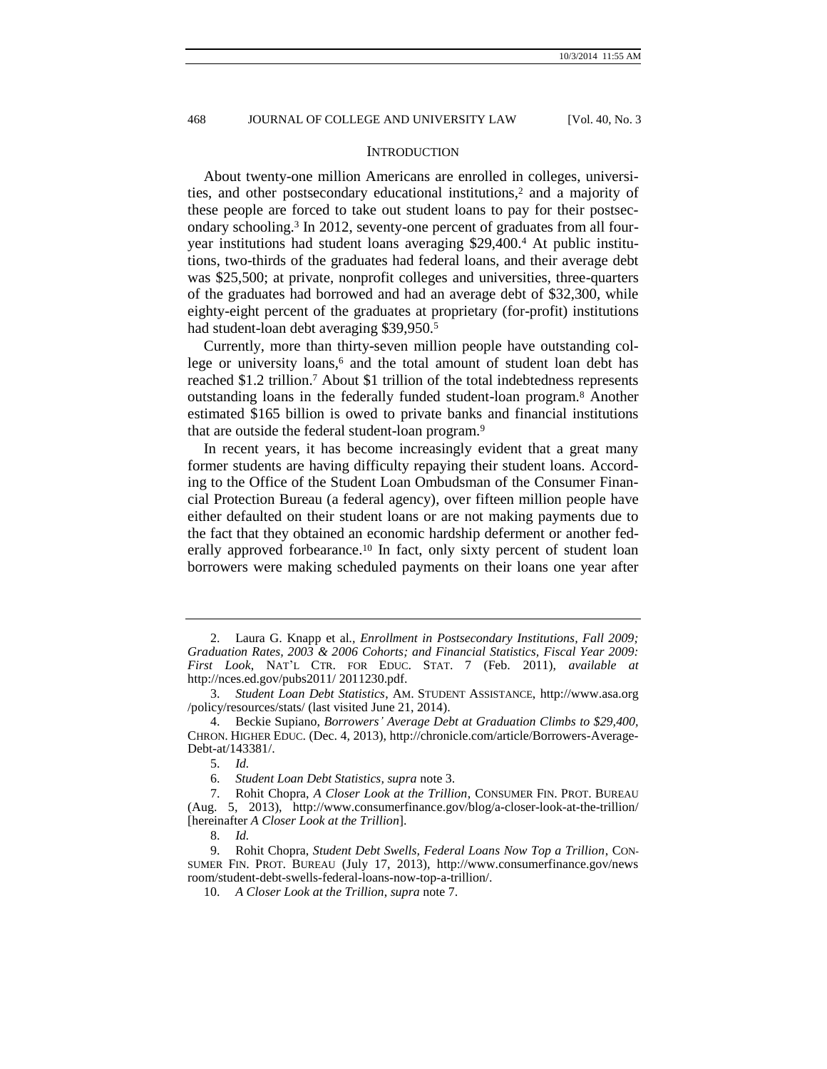## INTRODUCTION

About twenty-one million Americans are enrolled in colleges, universities, and other postsecondary educational institutions,[2] and a majority of these people are forced to take out student loans to pay for their postsecondary schooling.[3] In 2012, seventy-one percent of graduates from all four-year institutions had student loans averaging $29,400.[4] At public institutions, two-thirds of the graduates had federal loans, and their average debt was $25,500; at private, nonprofit colleges and universities, three-quarters of the graduates had borrowed and had an average debt of $32,300, while eighty-eight percent of the graduates at proprietary (for-profit) institutions had student-loan debt averaging $39,950.[5]

Currently, more than thirty-seven million people have outstanding college or university loans,[6] and the total amount of student loan debt has reached $1.2 trillion.[7] About $1 trillion of the total indebtedness represents outstanding loans in the federally funded student-loan program.[8] Another estimated $165 billion is owed to private banks and financial institutions that are outside the federal student-loan program.[9]

In recent years, it has become increasingly evident that a great many former students are having difficulty repaying their student loans. According to the Office of the Student Loan Ombudsman of the Consumer Financial Protection Bureau (a federal agency), over fifteen million people have either defaulted on their student loans or are not making payments due to the fact that they obtained an economic hardship deferment or another federally approved forbearance.[10] In fact, only sixty percent of student loan borrowers were making scheduled payments on their loans one year after

---

2. Laura G. Knapp et al., *Enrollment in Postsecondary Institutions, Fall 2009; Graduation Rates, 2003 & 2006 Cohorts; and Financial Statistics, Fiscal Year 2009: First Look*, NAT'L CTR. FOR EDUC. STAT. 7 (Feb. 2011), *available at* http://nces.ed.gov/pubs2011/ 2011230.pdf.

3. *Student Loan Debt Statistics*, AM. STUDENT ASSISTANCE, http://www.asa.org /policy/resources/stats/ (last visited June 21, 2014).

4. Beckie Supiano, *Borrowers' Average Debt at Graduation Climbs to $29,400*, CHRON. HIGHER EDUC. (Dec. 4, 2013), http://chronicle.com/article/Borrowers-Average-Debt-at/143381/.

5. *Id.*

6. *Student Loan Debt Statistics*, *supra* note 3.

7. Rohit Chopra, *A Closer Look at the Trillion*, CONSUMER FIN. PROT. BUREAU (Aug. 5, 2013), http://www.consumerfinance.gov/blog/a-closer-look-at-the-trillion/ [hereinafter *A Closer Look at the Trillion*].

8. *Id.*

9. Rohit Chopra, *Student Debt Swells, Federal Loans Now Top a Trillion*, CONSUMER FIN. PROT. BUREAU (July 17, 2013), http://www.consumerfinance.gov/news room/student-debt-swells-federal-loans-now-top-a-trillion/.

10. *A Closer Look at the Trillion*, *supra* note 7.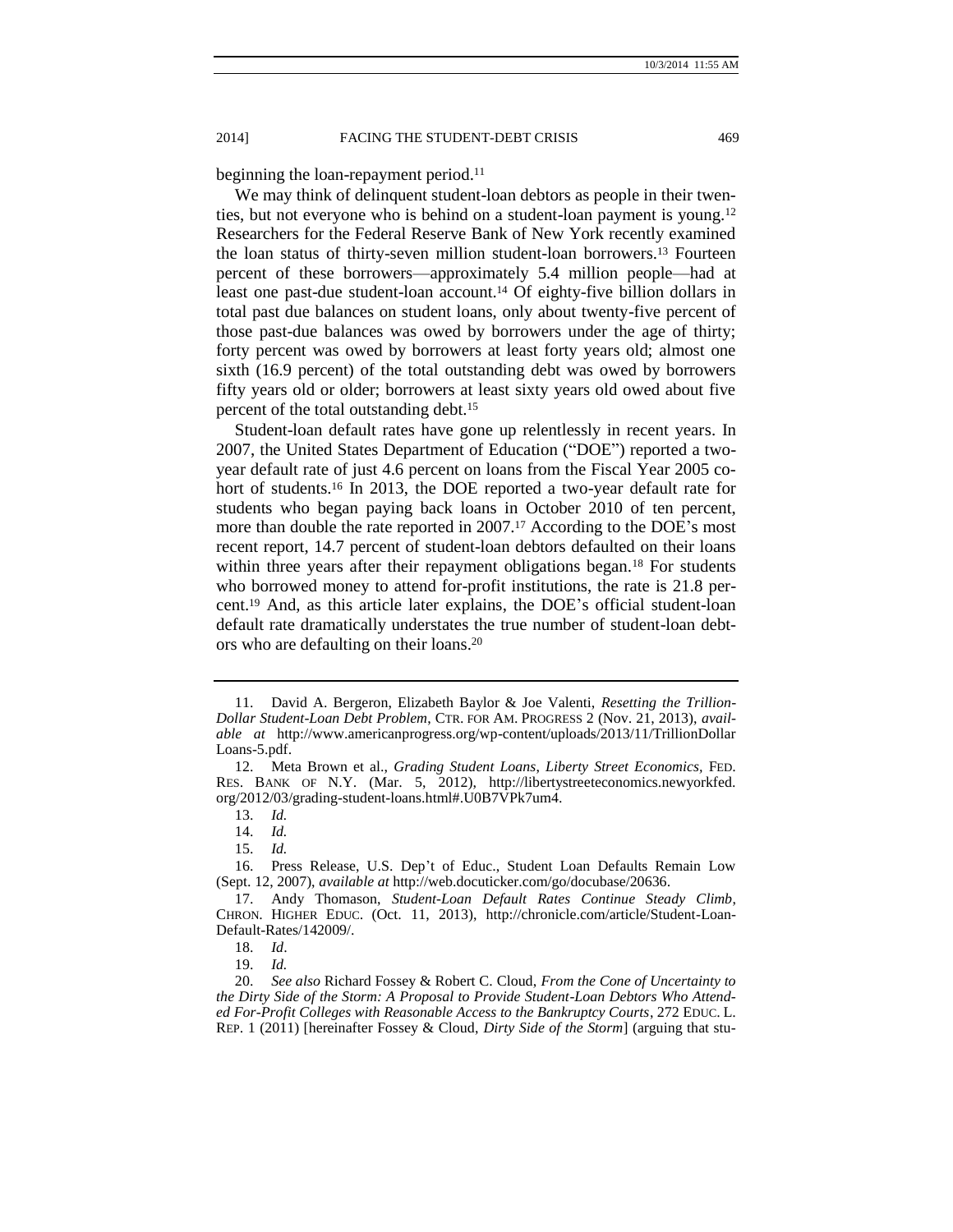beginning the loan-repayment period.[11]

We may think of delinquent student-loan debtors as people in their twenties, but not everyone who is behind on a student-loan payment is young.[12] Researchers for the Federal Reserve Bank of New York recently examined the loan status of thirty-seven million student-loan borrowers.[13] Fourteen percent of these borrowers—approximately 5.4 million people—had at least one past-due student-loan account.[14] Of eighty-five billion dollars in total past due balances on student loans, only about twenty-five percent of those past-due balances was owed by borrowers under the age of thirty; forty percent was owed by borrowers at least forty years old; almost one sixth (16.9 percent) of the total outstanding debt was owed by borrowers fifty years old or older; borrowers at least sixty years old owed about five percent of the total outstanding debt.[15]

Student-loan default rates have gone up relentlessly in recent years. In 2007, the United States Department of Education ("DOE") reported a two-year default rate of just 4.6 percent on loans from the Fiscal Year 2005 cohort of students.[16] In 2013, the DOE reported a two-year default rate for students who began paying back loans in October 2010 of ten percent, more than double the rate reported in 2007.[17] According to the DOE's most recent report, 14.7 percent of student-loan debtors defaulted on their loans within three years after their repayment obligations began.[18] For students who borrowed money to attend for-profit institutions, the rate is 21.8 percent.[19] And, as this article later explains, the DOE's official student-loan default rate dramatically understates the true number of student-loan debtors who are defaulting on their loans.[20]

---

11. David A. Bergeron, Elizabeth Baylor & Joe Valenti, *Resetting the Trillion-Dollar Student-Loan Debt Problem*, CTR. FOR AM. PROGRESS 2 (Nov. 21, 2013), *available at* http://www.americanprogress.org/wp-content/uploads/2013/11/TrillionDollarLoans-5.pdf.

12. Meta Brown et al., *Grading Student Loans*, *Liberty Street Economics*, FED. RES. BANK OF N.Y. (Mar. 5, 2012), http://libertystreeteconomics.newyorkfed.org/2012/03/grading-student-loans.html#.U0B7VPk7um4.

13. *Id.*

14. *Id.*

15. *Id.*

16. Press Release, U.S. Dep't of Educ., Student Loan Defaults Remain Low (Sept. 12, 2007), *available at* http://web.docuticker.com/go/docubase/20636.

17. Andy Thomason, *Student-Loan Default Rates Continue Steady Climb*, CHRON. HIGHER EDUC. (Oct. 11, 2013), http://chronicle.com/article/Student-Loan-Default-Rates/142009/.

18. *Id*.

19. *Id.*

20. *See also* Richard Fossey & Robert C. Cloud, *From the Cone of Uncertainty to the Dirty Side of the Storm: A Proposal to Provide Student-Loan Debtors Who Attended For-Profit Colleges with Reasonable Access to the Bankruptcy Courts*, 272 EDUC. L. REP. 1 (2011) [hereinafter Fossey & Cloud, *Dirty Side of the Storm*] (arguing that stu-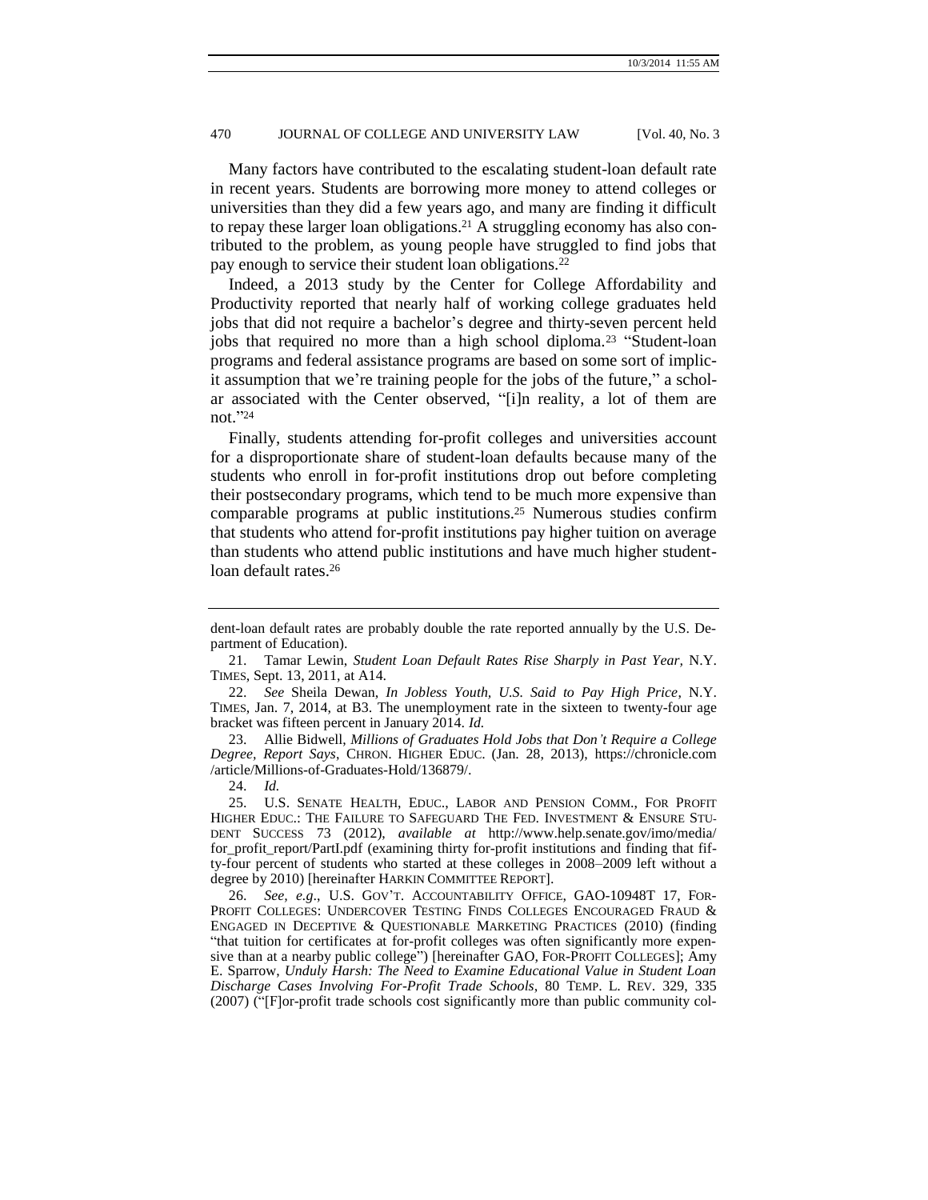Many factors have contributed to the escalating student-loan default rate in recent years. Students are borrowing more money to attend colleges or universities than they did a few years ago, and many are finding it difficult to repay these larger loan obligations.[21] A struggling economy has also contributed to the problem, as young people have struggled to find jobs that pay enough to service their student loan obligations.[22]

Indeed, a 2013 study by the Center for College Affordability and Productivity reported that nearly half of working college graduates held jobs that did not require a bachelor's degree and thirty-seven percent held jobs that required no more than a high school diploma.[23] "Student-loan programs and federal assistance programs are based on some sort of implicit assumption that we're training people for the jobs of the future," a scholar associated with the Center observed, "[i]n reality, a lot of them are not."[24]

Finally, students attending for-profit colleges and universities account for a disproportionate share of student-loan defaults because many of the students who enroll in for-profit institutions drop out before completing their postsecondary programs, which tend to be much more expensive than comparable programs at public institutions.[25] Numerous studies confirm that students who attend for-profit institutions pay higher tuition on average than students who attend public institutions and have much higher student-loan default rates.[26]

---

dent-loan default rates are probably double the rate reported annually by the U.S. Department of Education).

21. Tamar Lewin, *Student Loan Default Rates Rise Sharply in Past Year*, N.Y. TIMES, Sept. 13, 2011, at A14.

22. *See* Sheila Dewan, *In Jobless Youth, U.S. Said to Pay High Price*, N.Y. TIMES, Jan. 7, 2014, at B3. The unemployment rate in the sixteen to twenty-four age bracket was fifteen percent in January 2014. *Id.*

23. Allie Bidwell, *Millions of Graduates Hold Jobs that Don't Require a College Degree, Report Says*, CHRON. HIGHER EDUC. (Jan. 28, 2013), https://chronicle.com/article/Millions-of-Graduates-Hold/136879/.

24. *Id.*

25. U.S. SENATE HEALTH, EDUC., LABOR AND PENSION COMM., FOR PROFIT HIGHER EDUC.: THE FAILURE TO SAFEGUARD THE FED. INVESTMENT & ENSURE STUDENT SUCCESS 73 (2012), *available at* http://www.help.senate.gov/imo/media/for_profit_report/PartI.pdf (examining thirty for-profit institutions and finding that fifty-four percent of students who started at these colleges in 2008–2009 left without a degree by 2010) [hereinafter HARKIN COMMITTEE REPORT].

26. *See, e.g.*, U.S. GOV'T. ACCOUNTABILITY OFFICE, GAO-10948T 17, FOR-PROFIT COLLEGES: UNDERCOVER TESTING FINDS COLLEGES ENCOURAGED FRAUD & ENGAGED IN DECEPTIVE & QUESTIONABLE MARKETING PRACTICES (2010) (finding "that tuition for certificates at for-profit colleges was often significantly more expensive than at a nearby public college") [hereinafter GAO, FOR-PROFIT COLLEGES]; Amy E. Sparrow, *Unduly Harsh: The Need to Examine Educational Value in Student Loan Discharge Cases Involving For-Profit Trade Schools*, 80 TEMP. L. REV. 329, 335 (2007) ("[F]or-profit trade schools cost significantly more than public community col-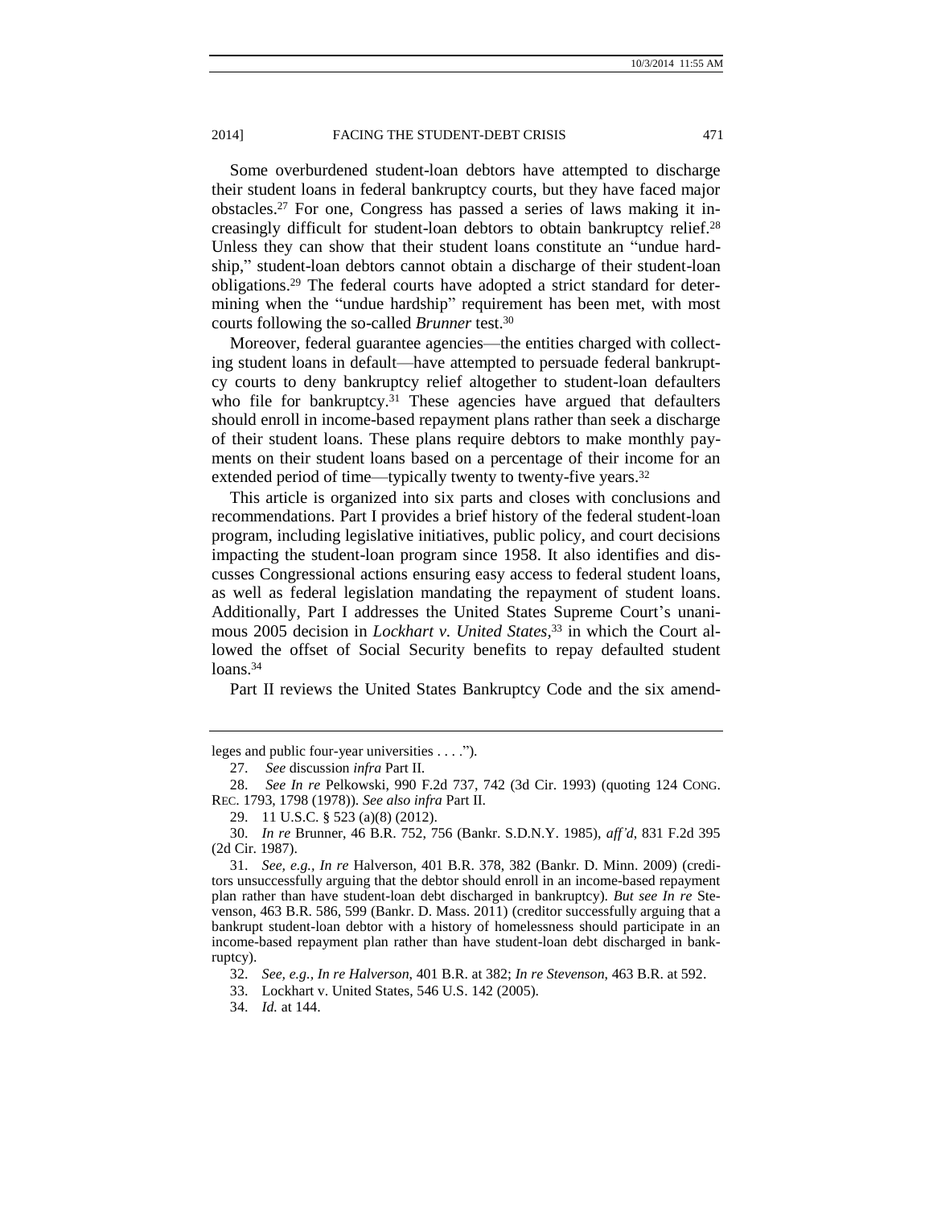Some overburdened student-loan debtors have attempted to discharge their student loans in federal bankruptcy courts, but they have faced major obstacles.[27] For one, Congress has passed a series of laws making it increasingly difficult for student-loan debtors to obtain bankruptcy relief.[28] Unless they can show that their student loans constitute an "undue hardship," student-loan debtors cannot obtain a discharge of their student-loan obligations.[29] The federal courts have adopted a strict standard for determining when the "undue hardship" requirement has been met, with most courts following the so-called *Brunner* test.[30]

Moreover, federal guarantee agencies—the entities charged with collecting student loans in default—have attempted to persuade federal bankruptcy courts to deny bankruptcy relief altogether to student-loan defaulters who file for bankruptcy.[31] These agencies have argued that defaulters should enroll in income-based repayment plans rather than seek a discharge of their student loans. These plans require debtors to make monthly payments on their student loans based on a percentage of their income for an extended period of time—typically twenty to twenty-five years.[32]

This article is organized into six parts and closes with conclusions and recommendations. Part I provides a brief history of the federal student-loan program, including legislative initiatives, public policy, and court decisions impacting the student-loan program since 1958. It also identifies and discusses Congressional actions ensuring easy access to federal student loans, as well as federal legislation mandating the repayment of student loans. Additionally, Part I addresses the United States Supreme Court's unanimous 2005 decision in *Lockhart v. United States*,[33] in which the Court allowed the offset of Social Security benefits to repay defaulted student loans.[34]

Part II reviews the United States Bankruptcy Code and the six amend-

---

leges and public four-year universities . . . .").

27. *See* discussion *infra* Part II.

28. *See In re* Pelkowski, 990 F.2d 737, 742 (3d Cir. 1993) (quoting 124 CONG. REC. 1793, 1798 (1978)). *See also infra* Part II.

29. 11 U.S.C. § 523 (a)(8) (2012).

30. *In re* Brunner, 46 B.R. 752, 756 (Bankr. S.D.N.Y. 1985), *aff'd,* 831 F.2d 395 (2d Cir. 1987).

31. *See, e.g., In re* Halverson, 401 B.R. 378, 382 (Bankr. D. Minn. 2009) (creditors unsuccessfully arguing that the debtor should enroll in an income-based repayment plan rather than have student-loan debt discharged in bankruptcy). *But see In re* Stevenson, 463 B.R. 586, 599 (Bankr. D. Mass. 2011) (creditor successfully arguing that a bankrupt student-loan debtor with a history of homelessness should participate in an income-based repayment plan rather than have student-loan debt discharged in bankruptcy).

32. *See, e.g., In re Halverson*, 401 B.R. at 382; *In re Stevenson*, 463 B.R. at 592.

33. Lockhart v. United States, 546 U.S. 142 (2005).

34. *Id.* at 144.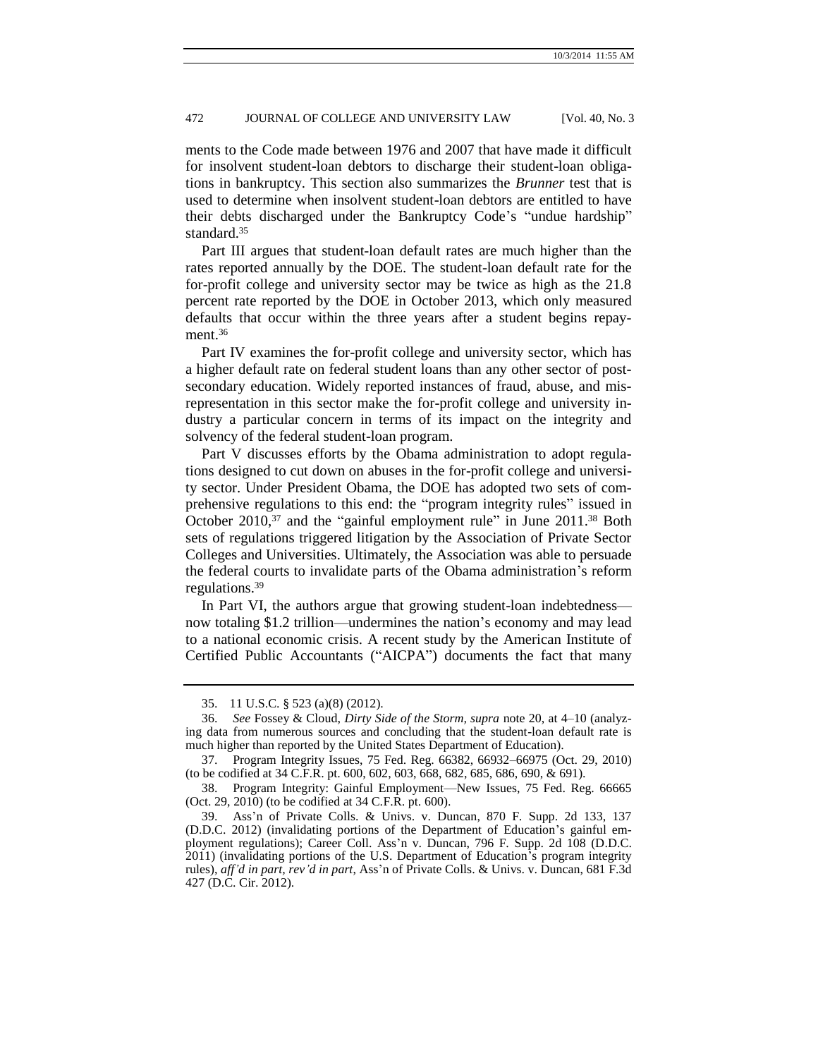ments to the Code made between 1976 and 2007 that have made it difficult for insolvent student-loan debtors to discharge their student-loan obligations in bankruptcy. This section also summarizes the *Brunner* test that is used to determine when insolvent student-loan debtors are entitled to have their debts discharged under the Bankruptcy Code's "undue hardship" standard.[35]

Part III argues that student-loan default rates are much higher than the rates reported annually by the DOE. The student-loan default rate for the for-profit college and university sector may be twice as high as the 21.8 percent rate reported by the DOE in October 2013, which only measured defaults that occur within the three years after a student begins repayment.[36]

Part IV examines the for-profit college and university sector, which has a higher default rate on federal student loans than any other sector of post-secondary education. Widely reported instances of fraud, abuse, and misrepresentation in this sector make the for-profit college and university industry a particular concern in terms of its impact on the integrity and solvency of the federal student-loan program.

Part V discusses efforts by the Obama administration to adopt regulations designed to cut down on abuses in the for-profit college and university sector. Under President Obama, the DOE has adopted two sets of comprehensive regulations to this end: the "program integrity rules" issued in October 2010,[37] and the "gainful employment rule" in June 2011.[38] Both sets of regulations triggered litigation by the Association of Private Sector Colleges and Universities. Ultimately, the Association was able to persuade the federal courts to invalidate parts of the Obama administration's reform regulations.[39]

In Part VI, the authors argue that growing student-loan indebtedness—now totaling $1.2 trillion—undermines the nation's economy and may lead to a national economic crisis. A recent study by the American Institute of Certified Public Accountants ("AICPA") documents the fact that many

---

35. 11 U.S.C. § 523 (a)(8) (2012).

36. *See* Fossey & Cloud, *Dirty Side of the Storm*, *supra* note 20, at 4–10 (analyzing data from numerous sources and concluding that the student-loan default rate is much higher than reported by the United States Department of Education).

37. Program Integrity Issues, 75 Fed. Reg. 66382, 66932–66975 (Oct. 29, 2010) (to be codified at 34 C.F.R. pt. 600, 602, 603, 668, 682, 685, 686, 690, & 691).

38. Program Integrity: Gainful Employment—New Issues, 75 Fed. Reg. 66665 (Oct. 29, 2010) (to be codified at 34 C.F.R. pt. 600).

39. Ass'n of Private Colls. & Univs. v. Duncan, 870 F. Supp. 2d 133, 137 (D.D.C. 2012) (invalidating portions of the Department of Education's gainful employment regulations); Career Coll. Ass'n v. Duncan, 796 F. Supp. 2d 108 (D.D.C. 2011) (invalidating portions of the U.S. Department of Education's program integrity rules), *aff'd in part, rev'd in part*, Ass'n of Private Colls. & Univs. v. Duncan, 681 F.3d 427 (D.C. Cir. 2012).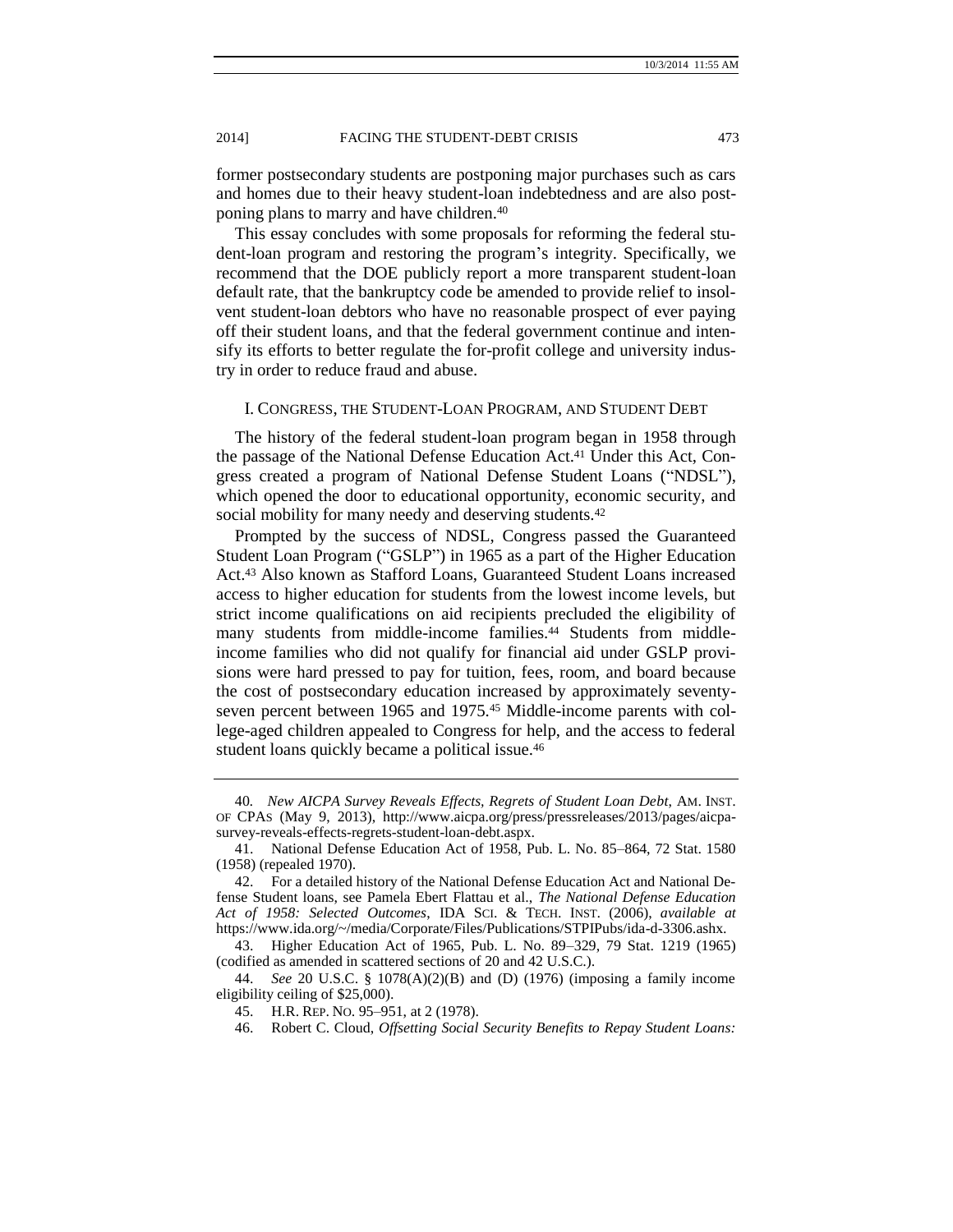former postsecondary students are postponing major purchases such as cars and homes due to their heavy student-loan indebtedness and are also postponing plans to marry and have children.[40]

This essay concludes with some proposals for reforming the federal student-loan program and restoring the program's integrity. Specifically, we recommend that the DOE publicly report a more transparent student-loan default rate, that the bankruptcy code be amended to provide relief to insolvent student-loan debtors who have no reasonable prospect of ever paying off their student loans, and that the federal government continue and intensify its efforts to better regulate the for-profit college and university industry in order to reduce fraud and abuse.

## I. CONGRESS, THE STUDENT-LOAN PROGRAM, AND STUDENT DEBT

The history of the federal student-loan program began in 1958 through the passage of the National Defense Education Act.[41] Under this Act, Congress created a program of National Defense Student Loans ("NDSL"), which opened the door to educational opportunity, economic security, and social mobility for many needy and deserving students.[42]

Prompted by the success of NDSL, Congress passed the Guaranteed Student Loan Program ("GSLP") in 1965 as a part of the Higher Education Act.[43] Also known as Stafford Loans, Guaranteed Student Loans increased access to higher education for students from the lowest income levels, but strict income qualifications on aid recipients precluded the eligibility of many students from middle-income families.[44] Students from middle-income families who did not qualify for financial aid under GSLP provisions were hard pressed to pay for tuition, fees, room, and board because the cost of postsecondary education increased by approximately seventy-seven percent between 1965 and 1975.[45] Middle-income parents with college-aged children appealed to Congress for help, and the access to federal student loans quickly became a political issue.[46]

---

40. *New AICPA Survey Reveals Effects, Regrets of Student Loan Debt*, AM. INST. OF CPAS (May 9, 2013), http://www.aicpa.org/press/pressreleases/2013/pages/aicpa-survey-reveals-effects-regrets-student-loan-debt.aspx.

41. National Defense Education Act of 1958, Pub. L. No. 85–864, 72 Stat. 1580 (1958) (repealed 1970).

42. For a detailed history of the National Defense Education Act and National Defense Student loans, see Pamela Ebert Flattau et al., *The National Defense Education Act of 1958: Selected Outcomes*, IDA SCI. & TECH. INST. (2006), *available at* https://www.ida.org/~/media/Corporate/Files/Publications/STPIPubs/ida-d-3306.ashx.

43. Higher Education Act of 1965, Pub. L. No. 89–329, 79 Stat. 1219 (1965) (codified as amended in scattered sections of 20 and 42 U.S.C.).

44. *See* 20 U.S.C. § 1078(A)(2)(B) and (D) (1976) (imposing a family income eligibility ceiling of $25,000).

45. H.R. REP. NO. 95–951, at 2 (1978).

46. Robert C. Cloud, *Offsetting Social Security Benefits to Repay Student Loans:*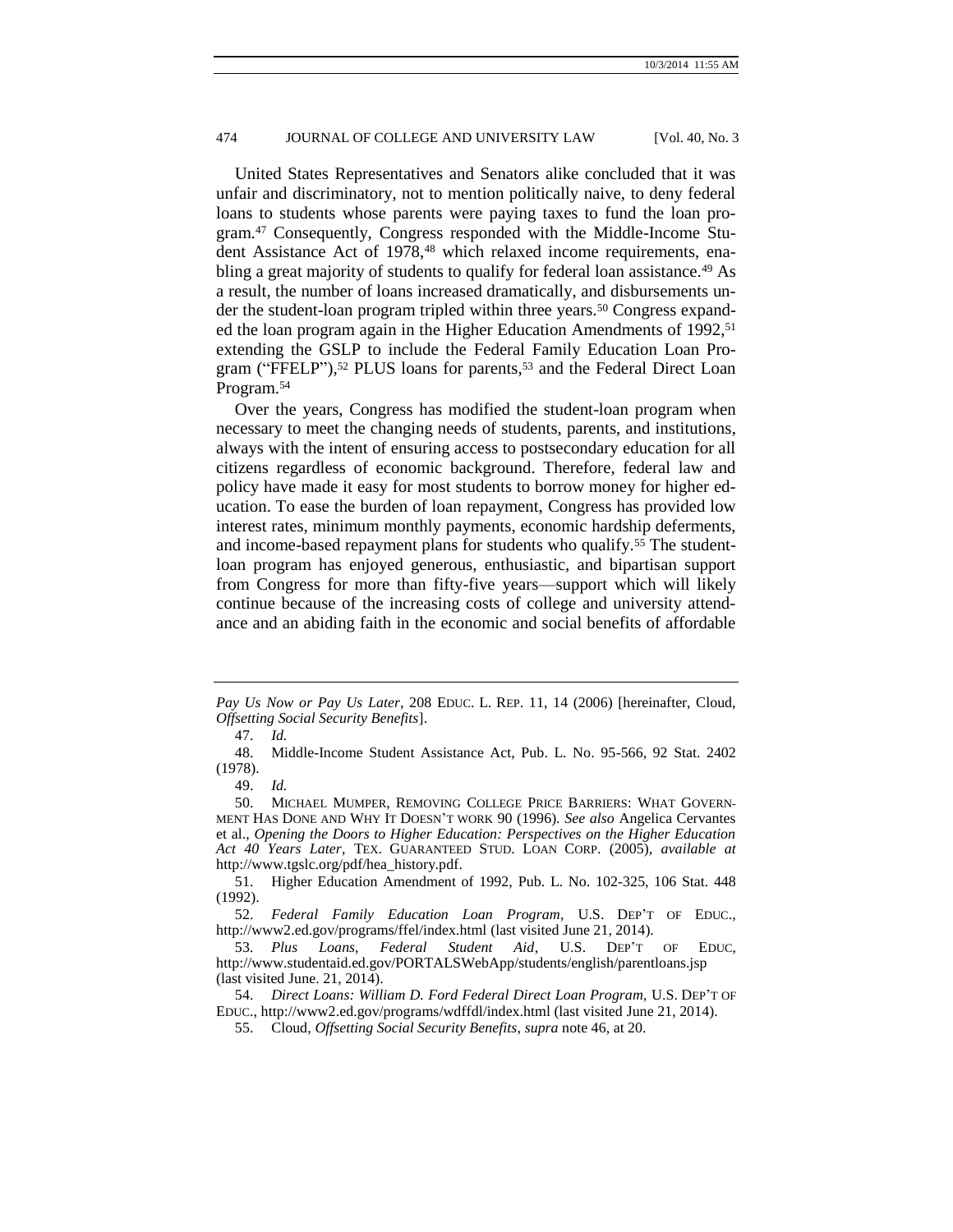United States Representatives and Senators alike concluded that it was unfair and discriminatory, not to mention politically naive, to deny federal loans to students whose parents were paying taxes to fund the loan program.[47] Consequently, Congress responded with the Middle-Income Student Assistance Act of 1978,[48] which relaxed income requirements, enabling a great majority of students to qualify for federal loan assistance.[49] As a result, the number of loans increased dramatically, and disbursements under the student-loan program tripled within three years.[50] Congress expanded the loan program again in the Higher Education Amendments of 1992,[51] extending the GSLP to include the Federal Family Education Loan Program ("FFELP"),[52] PLUS loans for parents,[53] and the Federal Direct Loan Program.[54]

Over the years, Congress has modified the student-loan program when necessary to meet the changing needs of students, parents, and institutions, always with the intent of ensuring access to postsecondary education for all citizens regardless of economic background. Therefore, federal law and policy have made it easy for most students to borrow money for higher education. To ease the burden of loan repayment, Congress has provided low interest rates, minimum monthly payments, economic hardship deferments, and income-based repayment plans for students who qualify.[55] The student-loan program has enjoyed generous, enthusiastic, and bipartisan support from Congress for more than fifty-five years—support which will likely continue because of the increasing costs of college and university attendance and an abiding faith in the economic and social benefits of affordable

---

*Pay Us Now or Pay Us Later*, 208 EDUC. L. REP. 11, 14 (2006) [hereinafter, Cloud, *Offsetting Social Security Benefits*].

47. *Id.*

48. Middle-Income Student Assistance Act, Pub. L. No. 95-566, 92 Stat. 2402 (1978).

49. *Id.*

50. MICHAEL MUMPER, REMOVING COLLEGE PRICE BARRIERS: WHAT GOVERNMENT HAS DONE AND WHY IT DOESN'T WORK 90 (1996). *See also* Angelica Cervantes et al., *Opening the Doors to Higher Education: Perspectives on the Higher Education Act 40 Years Later*, TEX. GUARANTEED STUD. LOAN CORP. (2005), *available at* http://www.tgslc.org/pdf/hea_history.pdf.

51. Higher Education Amendment of 1992, Pub. L. No. 102-325, 106 Stat. 448 (1992).

52. *Federal Family Education Loan Program*, U.S. DEP'T OF EDUC., http://www2.ed.gov/programs/ffel/index.html (last visited June 21, 2014).

53. *Plus Loans, Federal Student Aid*, U.S. DEP'T OF EDUC, http://www.studentaid.ed.gov/PORTALSWebApp/students/english/parentloans.jsp (last visited June. 21, 2014).

54. *Direct Loans: William D. Ford Federal Direct Loan Program*, U.S. DEP'T OF EDUC., http://www2.ed.gov/programs/wdffdl/index.html (last visited June 21, 2014).

55. Cloud, *Offsetting Social Security Benefits*, *supra* note 46, at 20.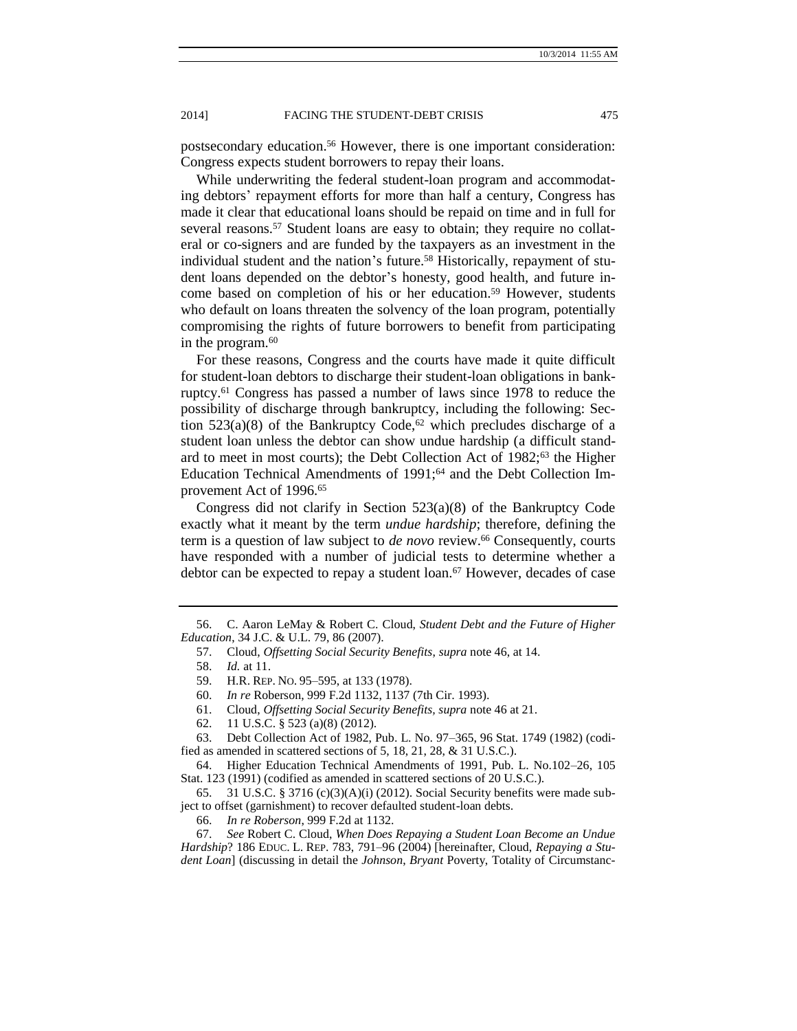postsecondary education.[56] However, there is one important consideration: Congress expects student borrowers to repay their loans.

While underwriting the federal student-loan program and accommodating debtors' repayment efforts for more than half a century, Congress has made it clear that educational loans should be repaid on time and in full for several reasons.[57] Student loans are easy to obtain; they require no collateral or co-signers and are funded by the taxpayers as an investment in the individual student and the nation's future.[58] Historically, repayment of student loans depended on the debtor's honesty, good health, and future income based on completion of his or her education.[59] However, students who default on loans threaten the solvency of the loan program, potentially compromising the rights of future borrowers to benefit from participating in the program.[60]

For these reasons, Congress and the courts have made it quite difficult for student-loan debtors to discharge their student-loan obligations in bankruptcy.[61] Congress has passed a number of laws since 1978 to reduce the possibility of discharge through bankruptcy, including the following: Section 523(a)(8) of the Bankruptcy Code,[62] which precludes discharge of a student loan unless the debtor can show undue hardship (a difficult standard to meet in most courts); the Debt Collection Act of 1982;[63] the Higher Education Technical Amendments of 1991;[64] and the Debt Collection Improvement Act of 1996.[65]

Congress did not clarify in Section 523(a)(8) of the Bankruptcy Code exactly what it meant by the term *undue hardship*; therefore, defining the term is a question of law subject to *de novo* review.[66] Consequently, courts have responded with a number of judicial tests to determine whether a debtor can be expected to repay a student loan.[67] However, decades of case

---

56. C. Aaron LeMay & Robert C. Cloud, *Student Debt and the Future of Higher Education*, 34 J.C. & U.L. 79, 86 (2007).

57. Cloud, *Offsetting Social Security Benefits*, *supra* note 46, at 14.

58. *Id.* at 11.

59. H.R. REP. NO. 95–595, at 133 (1978).

60. *In re* Roberson, 999 F.2d 1132, 1137 (7th Cir. 1993).

61. Cloud, *Offsetting Social Security Benefits*, *supra* note 46 at 21.

62. 11 U.S.C. § 523 (a)(8) (2012).

63. Debt Collection Act of 1982, Pub. L. No. 97–365, 96 Stat. 1749 (1982) (codified as amended in scattered sections of 5, 18, 21, 28, & 31 U.S.C.).

64. Higher Education Technical Amendments of 1991, Pub. L. No.102–26, 105 Stat. 123 (1991) (codified as amended in scattered sections of 20 U.S.C.).

65. 31 U.S.C. § 3716 (c)(3)(A)(i) (2012). Social Security benefits were made subject to offset (garnishment) to recover defaulted student-loan debts.

66. *In re Roberson*, 999 F.2d at 1132.

67. *See* Robert C. Cloud, *When Does Repaying a Student Loan Become an Undue Hardship*? 186 EDUC. L. REP. 783, 791–96 (2004) [hereinafter, Cloud, *Repaying a Student Loan*] (discussing in detail the *Johnson*, *Bryant* Poverty, Totality of Circumstanc-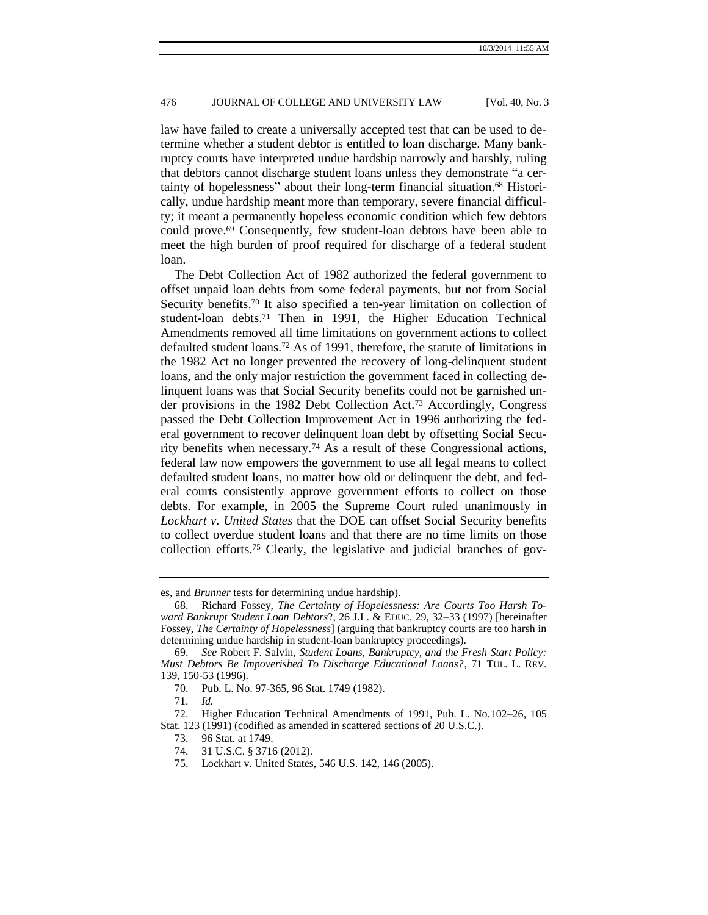law have failed to create a universally accepted test that can be used to determine whether a student debtor is entitled to loan discharge. Many bankruptcy courts have interpreted undue hardship narrowly and harshly, ruling that debtors cannot discharge student loans unless they demonstrate "a certainty of hopelessness" about their long-term financial situation.[68] Historically, undue hardship meant more than temporary, severe financial difficulty; it meant a permanently hopeless economic condition which few debtors could prove.[69] Consequently, few student-loan debtors have been able to meet the high burden of proof required for discharge of a federal student loan.

The Debt Collection Act of 1982 authorized the federal government to offset unpaid loan debts from some federal payments, but not from Social Security benefits.[70] It also specified a ten-year limitation on collection of student-loan debts.[71] Then in 1991, the Higher Education Technical Amendments removed all time limitations on government actions to collect defaulted student loans.[72] As of 1991, therefore, the statute of limitations in the 1982 Act no longer prevented the recovery of long-delinquent student loans, and the only major restriction the government faced in collecting delinquent loans was that Social Security benefits could not be garnished under provisions in the 1982 Debt Collection Act.[73] Accordingly, Congress passed the Debt Collection Improvement Act in 1996 authorizing the federal government to recover delinquent loan debt by offsetting Social Security benefits when necessary.[74] As a result of these Congressional actions, federal law now empowers the government to use all legal means to collect defaulted student loans, no matter how old or delinquent the debt, and federal courts consistently approve government efforts to collect on those debts. For example, in 2005 the Supreme Court ruled unanimously in *Lockhart v. United States* that the DOE can offset Social Security benefits to collect overdue student loans and that there are no time limits on those collection efforts.[75] Clearly, the legislative and judicial branches of gov-

---

es, and *Brunner* tests for determining undue hardship).

68. Richard Fossey, *The Certainty of Hopelessness: Are Courts Too Harsh Toward Bankrupt Student Loan Debtors*?, 26 J.L. & EDUC. 29, 32–33 (1997) [hereinafter Fossey, *The Certainty of Hopelessness*] (arguing that bankruptcy courts are too harsh in determining undue hardship in student-loan bankruptcy proceedings).

69. *See* Robert F. Salvin, *Student Loans, Bankruptcy, and the Fresh Start Policy: Must Debtors Be Impoverished To Discharge Educational Loans?*, 71 TUL. L. REV. 139, 150-53 (1996).

70. Pub. L. No. 97-365, 96 Stat. 1749 (1982).

71. *Id.*

72. Higher Education Technical Amendments of 1991, Pub. L. No.102–26, 105 Stat. 123 (1991) (codified as amended in scattered sections of 20 U.S.C.).

73. 96 Stat. at 1749.

74. 31 U.S.C. § 3716 (2012).

75. Lockhart v. United States, 546 U.S. 142, 146 (2005).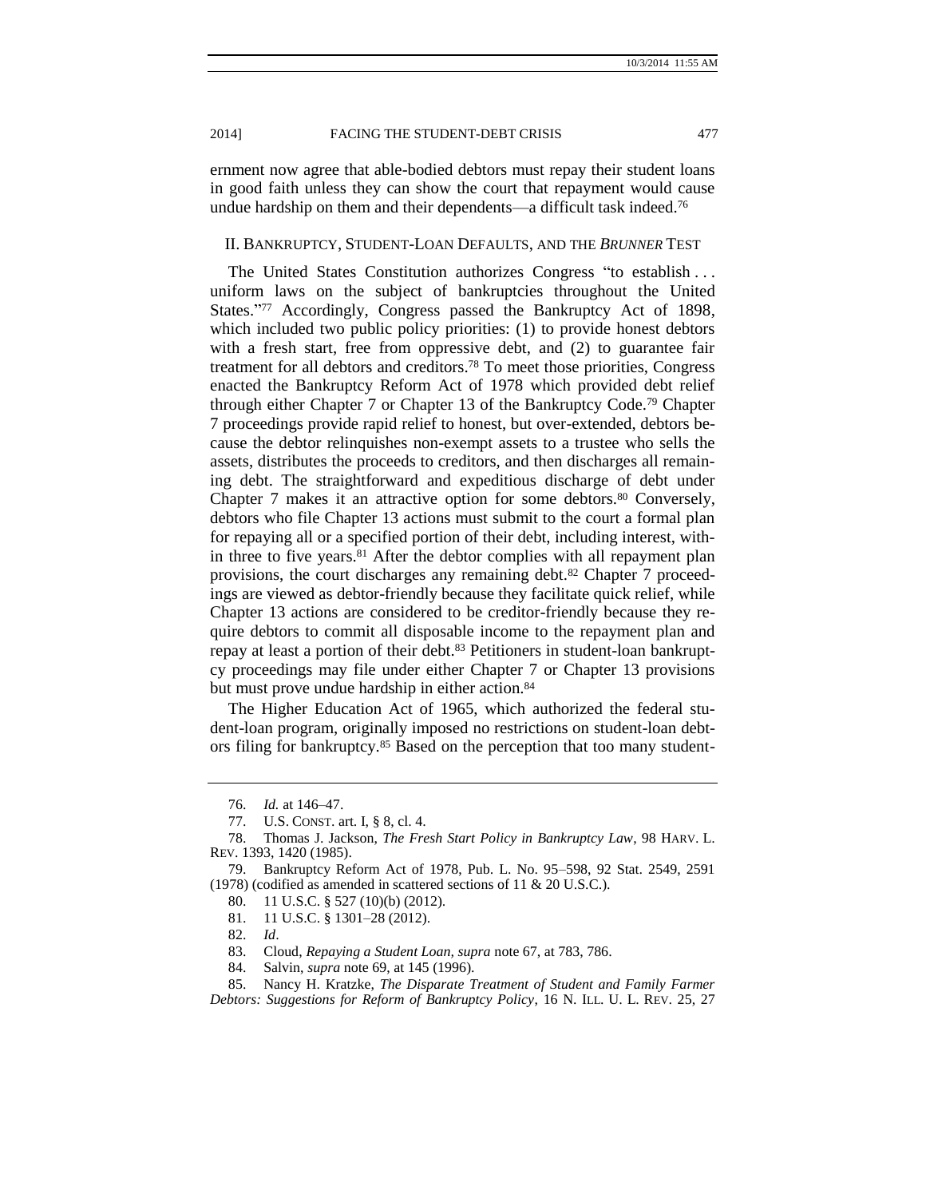ernment now agree that able-bodied debtors must repay their student loans in good faith unless they can show the court that repayment would cause undue hardship on them and their dependents—a difficult task indeed.[76]

## II. Bankruptcy, Student-Loan Defaults, and the *Brunner* Test

The United States Constitution authorizes Congress "to establish . . . uniform laws on the subject of bankruptcies throughout the United States."[77] Accordingly, Congress passed the Bankruptcy Act of 1898, which included two public policy priorities: (1) to provide honest debtors with a fresh start, free from oppressive debt, and (2) to guarantee fair treatment for all debtors and creditors.[78] To meet those priorities, Congress enacted the Bankruptcy Reform Act of 1978 which provided debt relief through either Chapter 7 or Chapter 13 of the Bankruptcy Code.[79] Chapter 7 proceedings provide rapid relief to honest, but over-extended, debtors because the debtor relinquishes non-exempt assets to a trustee who sells the assets, distributes the proceeds to creditors, and then discharges all remaining debt. The straightforward and expeditious discharge of debt under Chapter 7 makes it an attractive option for some debtors.[80] Conversely, debtors who file Chapter 13 actions must submit to the court a formal plan for repaying all or a specified portion of their debt, including interest, within three to five years.[81] After the debtor complies with all repayment plan provisions, the court discharges any remaining debt.[82] Chapter 7 proceedings are viewed as debtor-friendly because they facilitate quick relief, while Chapter 13 actions are considered to be creditor-friendly because they require debtors to commit all disposable income to the repayment plan and repay at least a portion of their debt.[83] Petitioners in student-loan bankruptcy proceedings may file under either Chapter 7 or Chapter 13 provisions but must prove undue hardship in either action.[84]

The Higher Education Act of 1965, which authorized the federal student-loan program, originally imposed no restrictions on student-loan debtors filing for bankruptcy.[85] Based on the perception that too many student-

---

76. *Id.* at 146–47.

77. U.S. Const. art. I, § 8, cl. 4.

78. Thomas J. Jackson, *The Fresh Start Policy in Bankruptcy Law*, 98 Harv. L. Rev. 1393, 1420 (1985).

79. Bankruptcy Reform Act of 1978, Pub. L. No. 95–598, 92 Stat. 2549, 2591 (1978) (codified as amended in scattered sections of 11 & 20 U.S.C.).

80. 11 U.S.C. § 527 (10)(b) (2012).

81. 11 U.S.C. § 1301–28 (2012).

82. *Id*.

83. Cloud, *Repaying a Student Loan, supra* note 67, at 783, 786.

84. Salvin, *supra* note 69, at 145 (1996).

85. Nancy H. Kratzke, *The Disparate Treatment of Student and Family Farmer Debtors: Suggestions for Reform of Bankruptcy Policy*, 16 N. Ill. U. L. Rev. 25, 27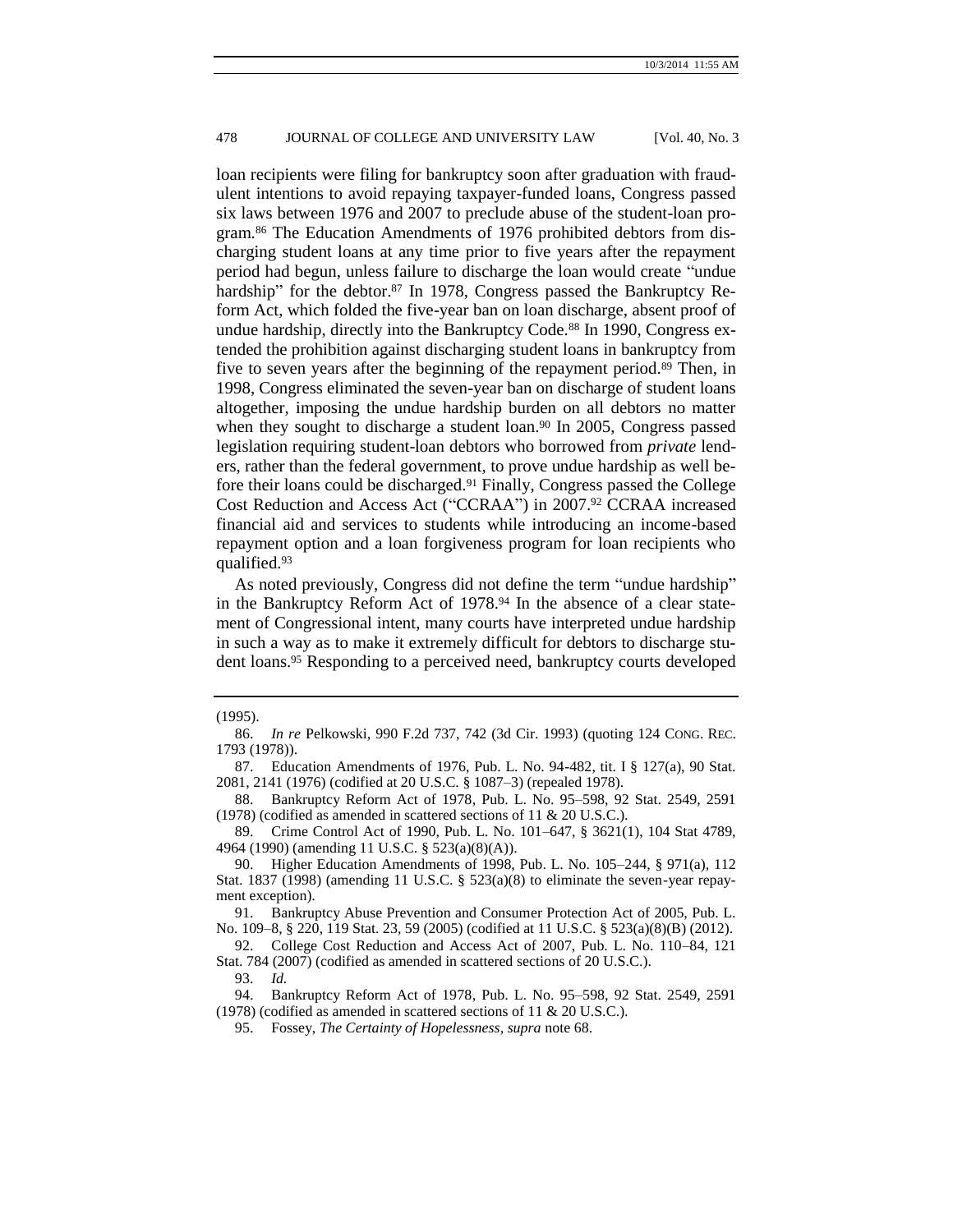loan recipients were filing for bankruptcy soon after graduation with fraudulent intentions to avoid repaying taxpayer-funded loans, Congress passed six laws between 1976 and 2007 to preclude abuse of the student-loan program.[86] The Education Amendments of 1976 prohibited debtors from discharging student loans at any time prior to five years after the repayment period had begun, unless failure to discharge the loan would create "undue hardship" for the debtor.[87] In 1978, Congress passed the Bankruptcy Reform Act, which folded the five-year ban on loan discharge, absent proof of undue hardship, directly into the Bankruptcy Code.[88] In 1990, Congress extended the prohibition against discharging student loans in bankruptcy from five to seven years after the beginning of the repayment period.[89] Then, in 1998, Congress eliminated the seven-year ban on discharge of student loans altogether, imposing the undue hardship burden on all debtors no matter when they sought to discharge a student loan.[90] In 2005, Congress passed legislation requiring student-loan debtors who borrowed from *private* lenders, rather than the federal government, to prove undue hardship as well before their loans could be discharged.[91] Finally, Congress passed the College Cost Reduction and Access Act ("CCRAA") in 2007.[92] CCRAA increased financial aid and services to students while introducing an income-based repayment option and a loan forgiveness program for loan recipients who qualified.[93]

As noted previously, Congress did not define the term "undue hardship" in the Bankruptcy Reform Act of 1978.[94] In the absence of a clear statement of Congressional intent, many courts have interpreted undue hardship in such a way as to make it extremely difficult for debtors to discharge student loans.[95] Responding to a perceived need, bankruptcy courts developed

---

(1995).

86. *In re* Pelkowski, 990 F.2d 737, 742 (3d Cir. 1993) (quoting 124 CONG. REC. 1793 (1978)).

87. Education Amendments of 1976, Pub. L. No. 94-482, tit. I § 127(a), 90 Stat. 2081, 2141 (1976) (codified at 20 U.S.C. § 1087–3) (repealed 1978).

88. Bankruptcy Reform Act of 1978, Pub. L. No. 95–598, 92 Stat. 2549, 2591 (1978) (codified as amended in scattered sections of 11 & 20 U.S.C.).

89. Crime Control Act of 1990, Pub. L. No. 101–647, § 3621(1), 104 Stat 4789, 4964 (1990) (amending 11 U.S.C. § 523(a)(8)(A)).

90. Higher Education Amendments of 1998, Pub. L. No. 105–244, § 971(a), 112 Stat. 1837 (1998) (amending 11 U.S.C. § 523(a)(8) to eliminate the seven-year repayment exception).

91. Bankruptcy Abuse Prevention and Consumer Protection Act of 2005, Pub. L. No. 109–8, § 220, 119 Stat. 23, 59 (2005) (codified at 11 U.S.C. § 523(a)(8)(B) (2012).

92. College Cost Reduction and Access Act of 2007, Pub. L. No. 110–84, 121 Stat. 784 (2007) (codified as amended in scattered sections of 20 U.S.C.).

93. *Id.*

94. Bankruptcy Reform Act of 1978, Pub. L. No. 95–598, 92 Stat. 2549, 2591 (1978) (codified as amended in scattered sections of 11 & 20 U.S.C.).

95. Fossey, *The Certainty of Hopelessness*, *supra* note 68.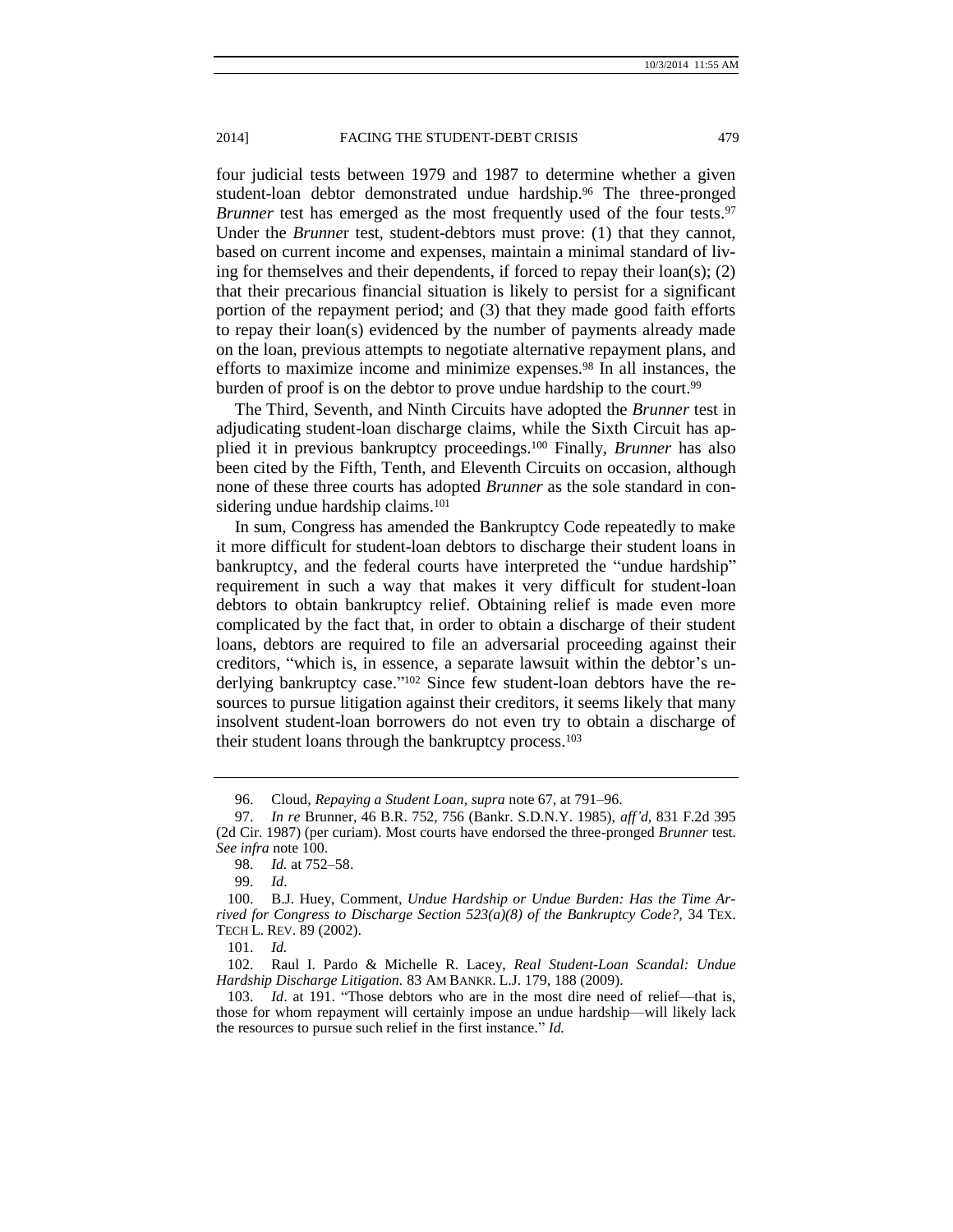four judicial tests between 1979 and 1987 to determine whether a given student-loan debtor demonstrated undue hardship.[96] The three-pronged *Brunner* test has emerged as the most frequently used of the four tests.[97] Under the *Brunner* test, student-debtors must prove: (1) that they cannot, based on current income and expenses, maintain a minimal standard of living for themselves and their dependents, if forced to repay their loan(s); (2) that their precarious financial situation is likely to persist for a significant portion of the repayment period; and (3) that they made good faith efforts to repay their loan(s) evidenced by the number of payments already made on the loan, previous attempts to negotiate alternative repayment plans, and efforts to maximize income and minimize expenses.[98] In all instances, the burden of proof is on the debtor to prove undue hardship to the court.[99]

The Third, Seventh, and Ninth Circuits have adopted the *Brunner* test in adjudicating student-loan discharge claims, while the Sixth Circuit has applied it in previous bankruptcy proceedings.[100] Finally, *Brunner* has also been cited by the Fifth, Tenth, and Eleventh Circuits on occasion, although none of these three courts has adopted *Brunner* as the sole standard in considering undue hardship claims.[101]

In sum, Congress has amended the Bankruptcy Code repeatedly to make it more difficult for student-loan debtors to discharge their student loans in bankruptcy, and the federal courts have interpreted the "undue hardship" requirement in such a way that makes it very difficult for student-loan debtors to obtain bankruptcy relief. Obtaining relief is made even more complicated by the fact that, in order to obtain a discharge of their student loans, debtors are required to file an adversarial proceeding against their creditors, "which is, in essence, a separate lawsuit within the debtor's underlying bankruptcy case."[102] Since few student-loan debtors have the resources to pursue litigation against their creditors, it seems likely that many insolvent student-loan borrowers do not even try to obtain a discharge of their student loans through the bankruptcy process.[103]

---

96. Cloud, *Repaying a Student Loan*, *supra* note 67, at 791–96.

97. *In re* Brunner, 46 B.R. 752, 756 (Bankr. S.D.N.Y. 1985), *aff'd*, 831 F.2d 395 (2d Cir. 1987) (per curiam). Most courts have endorsed the three-pronged *Brunner* test. *See infra* note 100.

98. *Id.* at 752–58.

99. *Id*.

100. B.J. Huey, Comment, *Undue Hardship or Undue Burden: Has the Time Arrived for Congress to Discharge Section 523(a)(8) of the Bankruptcy Code?*, 34 TEX. TECH L. REV. 89 (2002).

101. *Id.*

102. Raul I. Pardo & Michelle R. Lacey, *Real Student-Loan Scandal: Undue Hardship Discharge Litigation*. 83 AM BANKR. L.J. 179, 188 (2009).

103. *Id*. at 191. "Those debtors who are in the most dire need of relief—that is, those for whom repayment will certainly impose an undue hardship—will likely lack the resources to pursue such relief in the first instance." *Id.*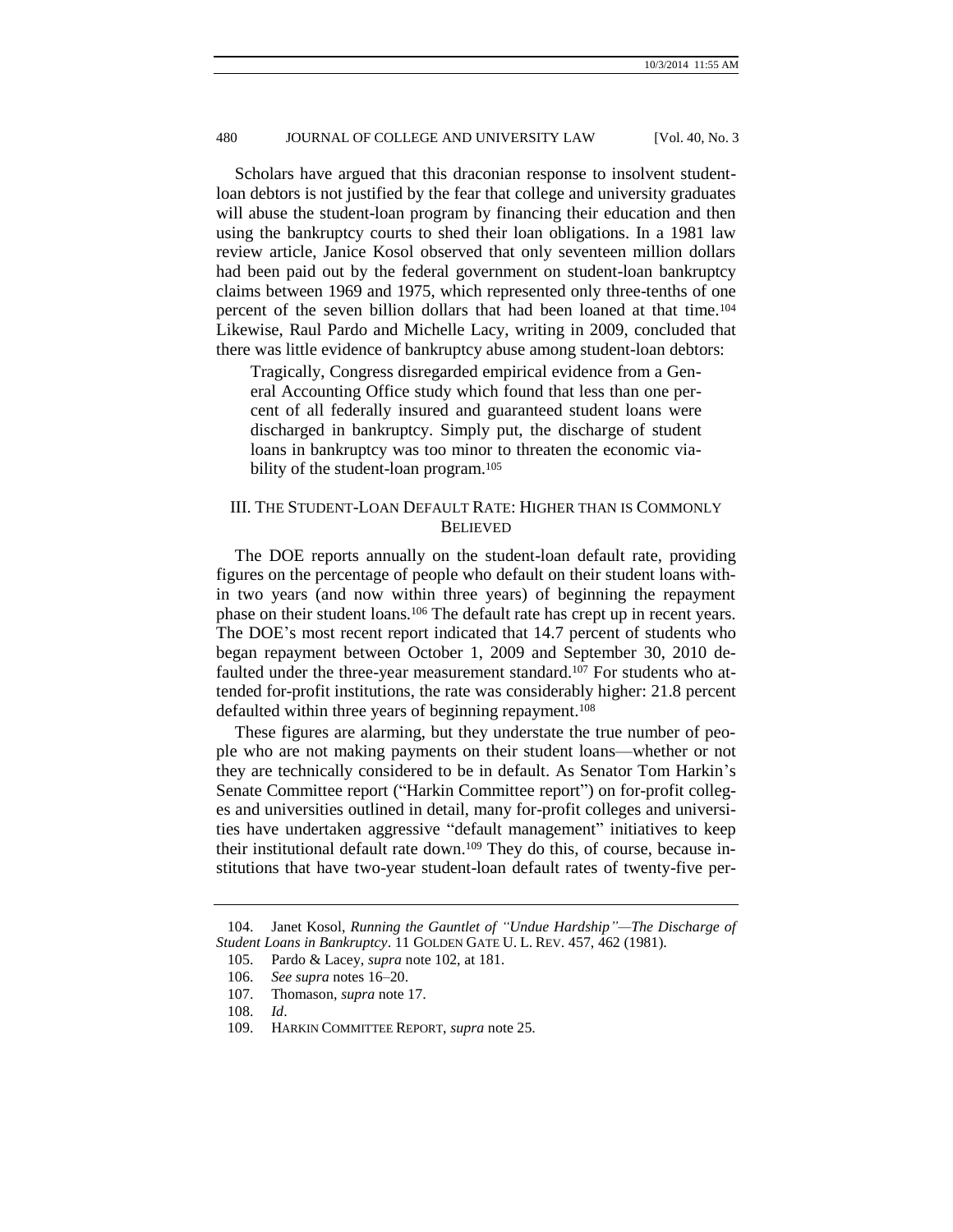Scholars have argued that this draconian response to insolvent student-loan debtors is not justified by the fear that college and university graduates will abuse the student-loan program by financing their education and then using the bankruptcy courts to shed their loan obligations. In a 1981 law review article, Janice Kosol observed that only seventeen million dollars had been paid out by the federal government on student-loan bankruptcy claims between 1969 and 1975, which represented only three-tenths of one percent of the seven billion dollars that had been loaned at that time.[104] Likewise, Raul Pardo and Michelle Lacy, writing in 2009, concluded that there was little evidence of bankruptcy abuse among student-loan debtors:

> Tragically, Congress disregarded empirical evidence from a General Accounting Office study which found that less than one percent of all federally insured and guaranteed student loans were discharged in bankruptcy. Simply put, the discharge of student loans in bankruptcy was too minor to threaten the economic viability of the student-loan program.[105]

## III. The Student-Loan Default Rate: Higher than is Commonly Believed

The DOE reports annually on the student-loan default rate, providing figures on the percentage of people who default on their student loans within two years (and now within three years) of beginning the repayment phase on their student loans.[106] The default rate has crept up in recent years. The DOE's most recent report indicated that 14.7 percent of students who began repayment between October 1, 2009 and September 30, 2010 defaulted under the three-year measurement standard.[107] For students who attended for-profit institutions, the rate was considerably higher: 21.8 percent defaulted within three years of beginning repayment.[108]

These figures are alarming, but they understate the true number of people who are not making payments on their student loans—whether or not they are technically considered to be in default. As Senator Tom Harkin's Senate Committee report ("Harkin Committee report") on for-profit colleges and universities outlined in detail, many for-profit colleges and universities have undertaken aggressive "default management" initiatives to keep their institutional default rate down.[109] They do this, of course, because institutions that have two-year student-loan default rates of twenty-five per-

---

104. Janet Kosol, *Running the Gauntlet of "Undue Hardship"—The Discharge of Student Loans in Bankruptcy*. 11 Golden Gate U. L. Rev. 457, 462 (1981).

105. Pardo & Lacey, *supra* note 102, at 181.

106. *See supra* notes 16–20.

107. Thomason, *supra* note 17.

108. *Id*.

109. Harkin Committee Report, *supra* note 25.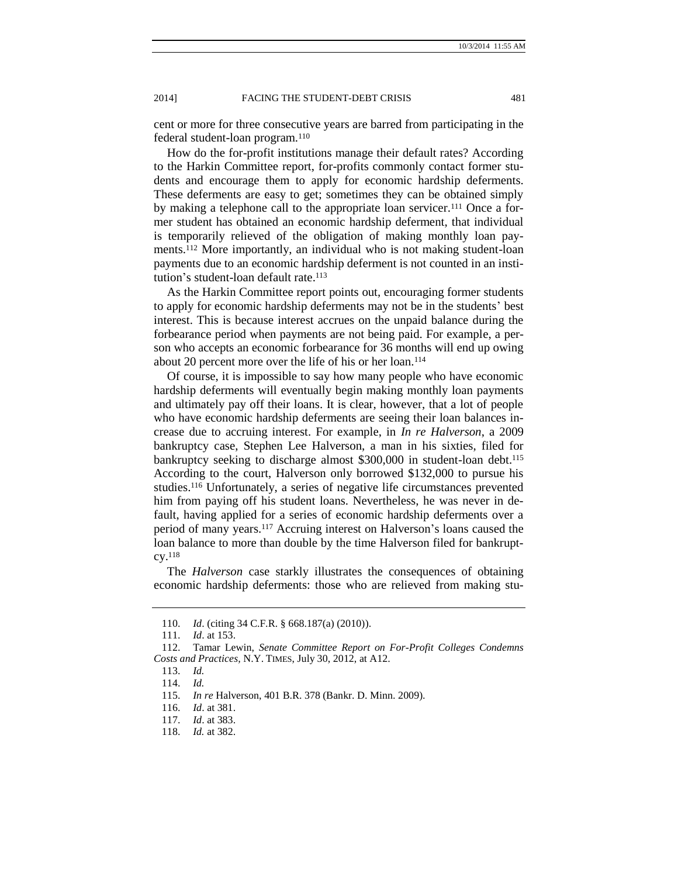cent or more for three consecutive years are barred from participating in the federal student-loan program.[110]

How do the for-profit institutions manage their default rates? According to the Harkin Committee report, for-profits commonly contact former students and encourage them to apply for economic hardship deferments. These deferments are easy to get; sometimes they can be obtained simply by making a telephone call to the appropriate loan servicer.[111] Once a former student has obtained an economic hardship deferment, that individual is temporarily relieved of the obligation of making monthly loan payments.[112] More importantly, an individual who is not making student-loan payments due to an economic hardship deferment is not counted in an institution's student-loan default rate.[113]

As the Harkin Committee report points out, encouraging former students to apply for economic hardship deferments may not be in the students' best interest. This is because interest accrues on the unpaid balance during the forbearance period when payments are not being paid. For example, a person who accepts an economic forbearance for 36 months will end up owing about 20 percent more over the life of his or her loan.[114]

Of course, it is impossible to say how many people who have economic hardship deferments will eventually begin making monthly loan payments and ultimately pay off their loans. It is clear, however, that a lot of people who have economic hardship deferments are seeing their loan balances increase due to accruing interest. For example, in *In re Halverson*, a 2009 bankruptcy case, Stephen Lee Halverson, a man in his sixties, filed for bankruptcy seeking to discharge almost $300,000 in student-loan debt.[115] According to the court, Halverson only borrowed $132,000 to pursue his studies.[116] Unfortunately, a series of negative life circumstances prevented him from paying off his student loans. Nevertheless, he was never in default, having applied for a series of economic hardship deferments over a period of many years.[117] Accruing interest on Halverson's loans caused the loan balance to more than double by the time Halverson filed for bankruptcy.[118]

The *Halverson* case starkly illustrates the consequences of obtaining economic hardship deferments: those who are relieved from making stu-

---

110. *Id*. (citing 34 C.F.R. § 668.187(a) (2010)).

111. *Id*. at 153.

112. Tamar Lewin, *Senate Committee Report on For-Profit Colleges Condemns Costs and Practices*, N.Y. TIMES, July 30, 2012, at A12.

113. *Id.*

114. *Id.*

115. *In re* Halverson, 401 B.R. 378 (Bankr. D. Minn. 2009).

116. *Id*. at 381.

117. *Id*. at 383.

118. *Id.* at 382.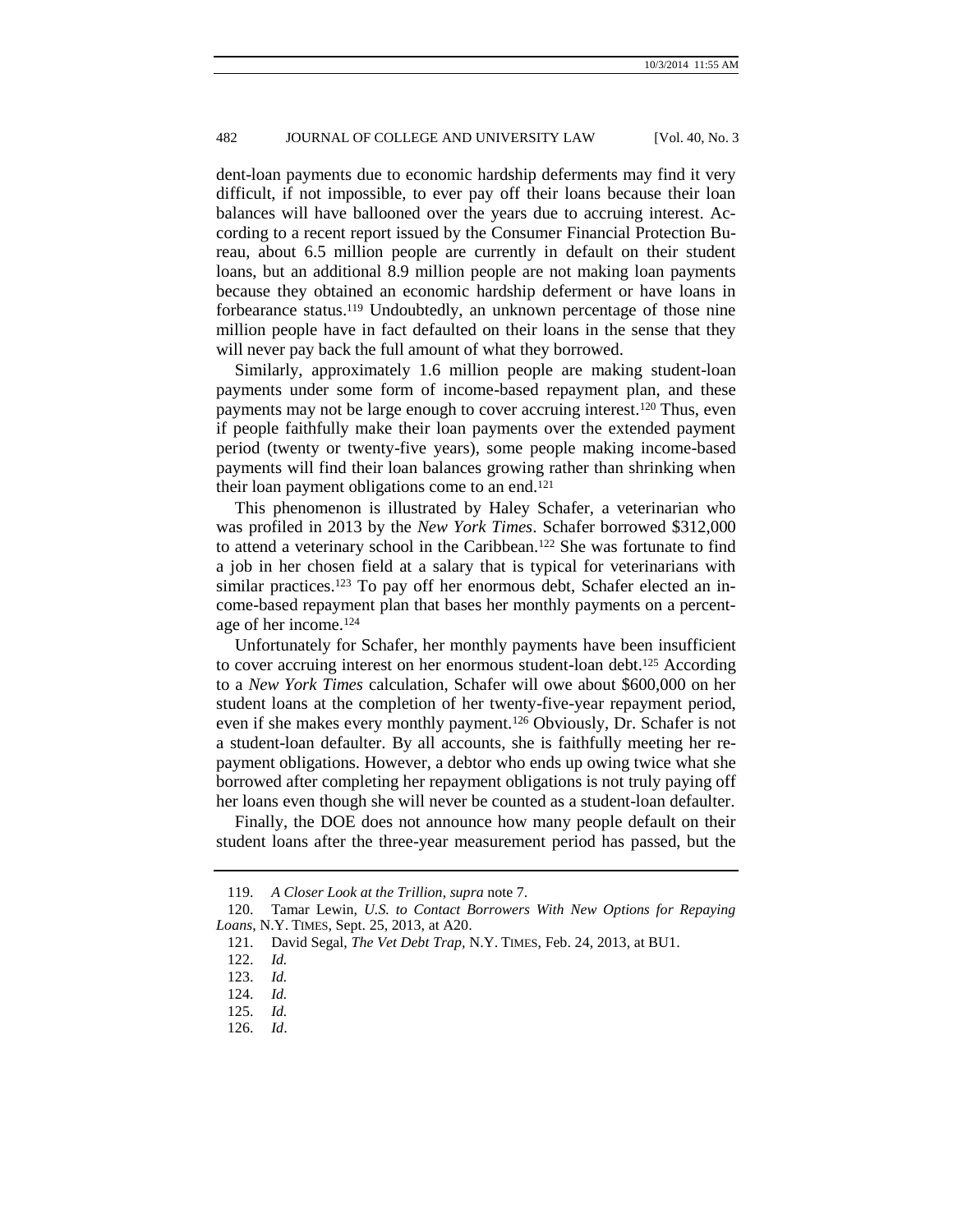dent-loan payments due to economic hardship deferments may find it very difficult, if not impossible, to ever pay off their loans because their loan balances will have ballooned over the years due to accruing interest. According to a recent report issued by the Consumer Financial Protection Bureau, about 6.5 million people are currently in default on their student loans, but an additional 8.9 million people are not making loan payments because they obtained an economic hardship deferment or have loans in forbearance status.[119] Undoubtedly, an unknown percentage of those nine million people have in fact defaulted on their loans in the sense that they will never pay back the full amount of what they borrowed.

Similarly, approximately 1.6 million people are making student-loan payments under some form of income-based repayment plan, and these payments may not be large enough to cover accruing interest.[120] Thus, even if people faithfully make their loan payments over the extended payment period (twenty or twenty-five years), some people making income-based payments will find their loan balances growing rather than shrinking when their loan payment obligations come to an end.[121]

This phenomenon is illustrated by Haley Schafer, a veterinarian who was profiled in 2013 by the *New York Times*. Schafer borrowed $312,000 to attend a veterinary school in the Caribbean.[122] She was fortunate to find a job in her chosen field at a salary that is typical for veterinarians with similar practices.[123] To pay off her enormous debt, Schafer elected an income-based repayment plan that bases her monthly payments on a percentage of her income.[124]

Unfortunately for Schafer, her monthly payments have been insufficient to cover accruing interest on her enormous student-loan debt.[125] According to a *New York Times* calculation, Schafer will owe about $600,000 on her student loans at the completion of her twenty-five-year repayment period, even if she makes every monthly payment.[126] Obviously, Dr. Schafer is not a student-loan defaulter. By all accounts, she is faithfully meeting her repayment obligations. However, a debtor who ends up owing twice what she borrowed after completing her repayment obligations is not truly paying off her loans even though she will never be counted as a student-loan defaulter.

Finally, the DOE does not announce how many people default on their student loans after the three-year measurement period has passed, but the

---

119. *A Closer Look at the Trillion*, *supra* note 7.

120. Tamar Lewin, *U.S. to Contact Borrowers With New Options for Repaying Loans*, N.Y. TIMES, Sept. 25, 2013, at A20.

121. David Segal, *The Vet Debt Trap*, N.Y. TIMES, Feb. 24, 2013, at BU1.

122. *Id.*

123. *Id.*

124. *Id.*

125. *Id.*

126. *Id*.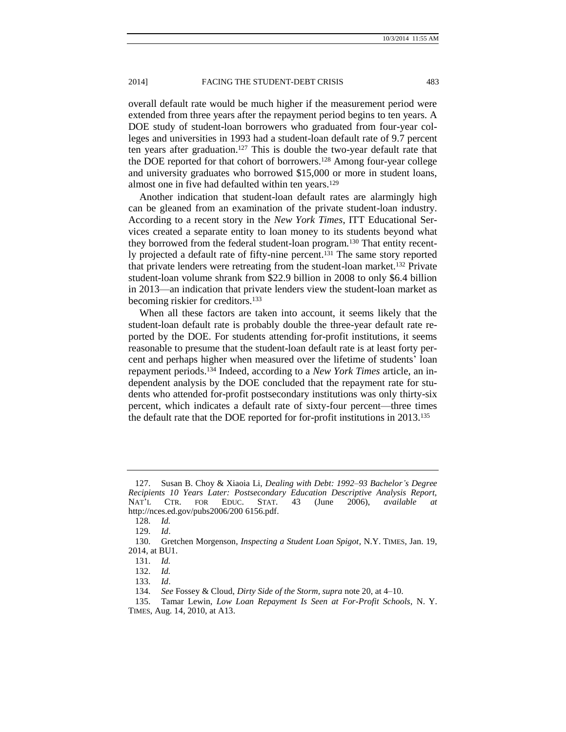overall default rate would be much higher if the measurement period were extended from three years after the repayment period begins to ten years. A DOE study of student-loan borrowers who graduated from four-year colleges and universities in 1993 had a student-loan default rate of 9.7 percent ten years after graduation.[127] This is double the two-year default rate that the DOE reported for that cohort of borrowers.[128] Among four-year college and university graduates who borrowed $15,000 or more in student loans, almost one in five had defaulted within ten years.[129]

Another indication that student-loan default rates are alarmingly high can be gleaned from an examination of the private student-loan industry. According to a recent story in the *New York Times*, ITT Educational Services created a separate entity to loan money to its students beyond what they borrowed from the federal student-loan program.[130] That entity recently projected a default rate of fifty-nine percent.[131] The same story reported that private lenders were retreating from the student-loan market.[132] Private student-loan volume shrank from $22.9 billion in 2008 to only $6.4 billion in 2013—an indication that private lenders view the student-loan market as becoming riskier for creditors.[133]

When all these factors are taken into account, it seems likely that the student-loan default rate is probably double the three-year default rate reported by the DOE. For students attending for-profit institutions, it seems reasonable to presume that the student-loan default rate is at least forty percent and perhaps higher when measured over the lifetime of students' loan repayment periods.[134] Indeed, according to a *New York Times* article, an independent analysis by the DOE concluded that the repayment rate for students who attended for-profit postsecondary institutions was only thirty-six percent, which indicates a default rate of sixty-four percent—three times the default rate that the DOE reported for for-profit institutions in 2013.[135]

---

127. Susan B. Choy & Xiaoia Li, *Dealing with Debt: 1992–93 Bachelor's Degree Recipients 10 Years Later: Postsecondary Education Descriptive Analysis Report*, NAT'L CTR. FOR EDUC. STAT. 43 (June 2006), *available at* http://nces.ed.gov/pubs2006/200 6156.pdf.

128. *Id.*

129. *Id*.

130. Gretchen Morgenson, *Inspecting a Student Loan Spigot*, N.Y. TIMES, Jan. 19, 2014, at BU1.

131. *Id.*

132. *Id.*

133. *Id*.

134. *See* Fossey & Cloud, *Dirty Side of the Storm*, *supra* note 20, at 4–10.

135. Tamar Lewin, *Low Loan Repayment Is Seen at For-Profit Schools*, N. Y. TIMES, Aug. 14, 2010, at A13.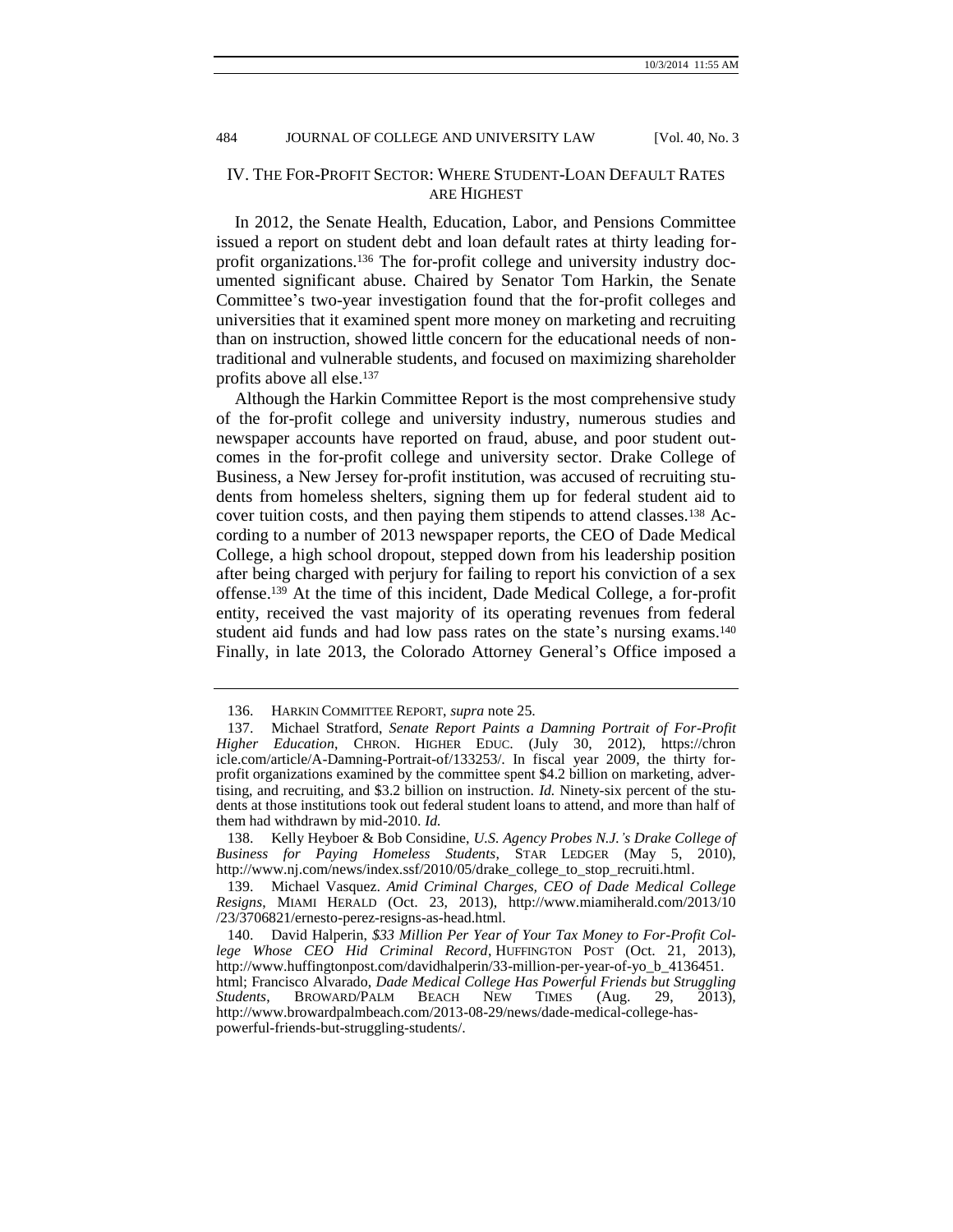## IV. The For-Profit Sector: Where Student-Loan Default Rates are Highest

In 2012, the Senate Health, Education, Labor, and Pensions Committee issued a report on student debt and loan default rates at thirty leading for-profit organizations.[136] The for-profit college and university industry documented significant abuse. Chaired by Senator Tom Harkin, the Senate Committee's two-year investigation found that the for-profit colleges and universities that it examined spent more money on marketing and recruiting than on instruction, showed little concern for the educational needs of non-traditional and vulnerable students, and focused on maximizing shareholder profits above all else.[137]

Although the Harkin Committee Report is the most comprehensive study of the for-profit college and university industry, numerous studies and newspaper accounts have reported on fraud, abuse, and poor student outcomes in the for-profit college and university sector. Drake College of Business, a New Jersey for-profit institution, was accused of recruiting students from homeless shelters, signing them up for federal student aid to cover tuition costs, and then paying them stipends to attend classes.[138] According to a number of 2013 newspaper reports, the CEO of Dade Medical College, a high school dropout, stepped down from his leadership position after being charged with perjury for failing to report his conviction of a sex offense.[139] At the time of this incident, Dade Medical College, a for-profit entity, received the vast majority of its operating revenues from federal student aid funds and had low pass rates on the state's nursing exams.[140] Finally, in late 2013, the Colorado Attorney General's Office imposed a

---

136. HARKIN COMMITTEE REPORT, *supra* note 25.

137. Michael Stratford, *Senate Report Paints a Damning Portrait of For-Profit Higher Education*, CHRON. HIGHER EDUC. (July 30, 2012), https://chronicle.com/article/A-Damning-Portrait-of/133253/. In fiscal year 2009, the thirty for-profit organizations examined by the committee spent $4.2 billion on marketing, advertising, and recruiting, and $3.2 billion on instruction. *Id.* Ninety-six percent of the students at those institutions took out federal student loans to attend, and more than half of them had withdrawn by mid-2010. *Id.*

138. Kelly Heyboer & Bob Considine, *U.S. Agency Probes N.J.'s Drake College of Business for Paying Homeless Students*, STAR LEDGER (May 5, 2010), http://www.nj.com/news/index.ssf/2010/05/drake_college_to_stop_recruiti.html.

139. Michael Vasquez. *Amid Criminal Charges, CEO of Dade Medical College Resigns*, MIAMI HERALD (Oct. 23, 2013), http://www.miamiherald.com/2013/10/23/3706821/ernesto-perez-resigns-as-head.html.

140. David Halperin, *$33 Million Per Year of Your Tax Money to For-Profit College Whose CEO Hid Criminal Record*, HUFFINGTON POST (Oct. 21, 2013), http://www.huffingtonpost.com/davidhalperin/33-million-per-year-of-yo_b_4136451.html; Francisco Alvarado, *Dade Medical College Has Powerful Friends but Struggling Students*, BROWARD/PALM BEACH NEW TIMES (Aug. 29, 2013), http://www.browardpalmbeach.com/2013-08-29/news/dade-medical-college-has-powerful-friends-but-struggling-students/.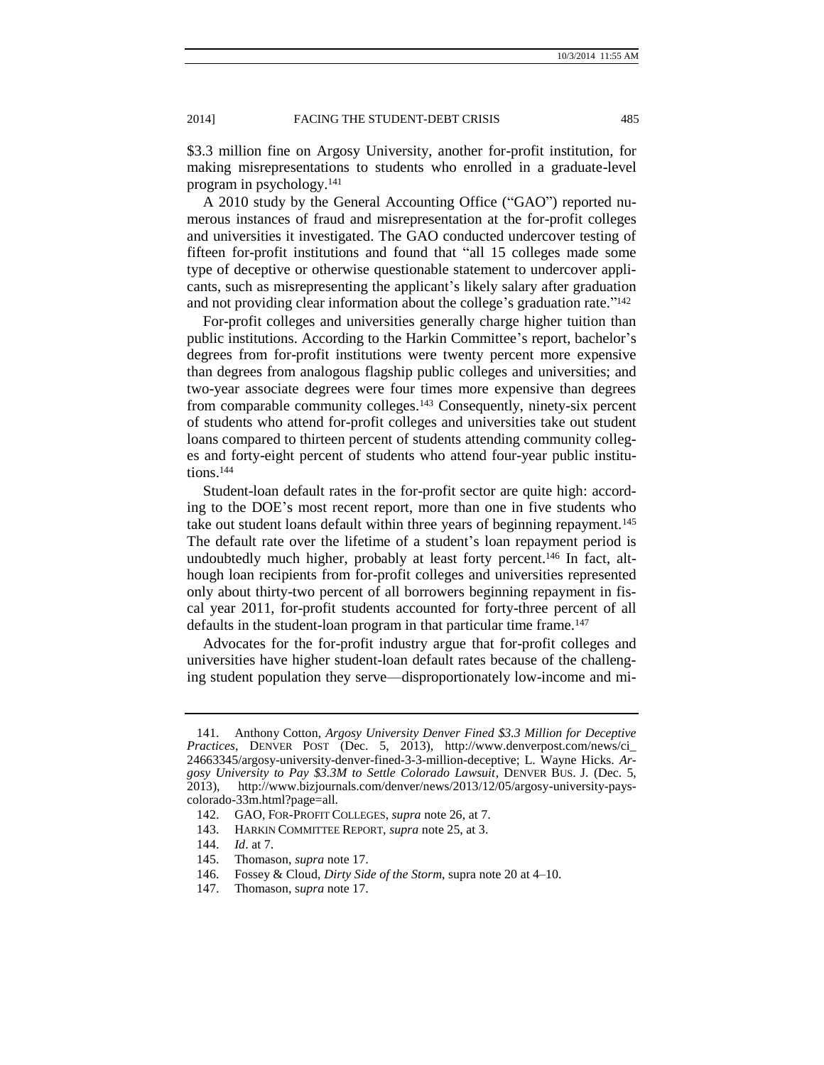$3.3 million fine on Argosy University, another for-profit institution, for making misrepresentations to students who enrolled in a graduate-level program in psychology.[141]

A 2010 study by the General Accounting Office ("GAO") reported numerous instances of fraud and misrepresentation at the for-profit colleges and universities it investigated. The GAO conducted undercover testing of fifteen for-profit institutions and found that "all 15 colleges made some type of deceptive or otherwise questionable statement to undercover applicants, such as misrepresenting the applicant's likely salary after graduation and not providing clear information about the college's graduation rate."[142]

For-profit colleges and universities generally charge higher tuition than public institutions. According to the Harkin Committee's report, bachelor's degrees from for-profit institutions were twenty percent more expensive than degrees from analogous flagship public colleges and universities; and two-year associate degrees were four times more expensive than degrees from comparable community colleges.[143] Consequently, ninety-six percent of students who attend for-profit colleges and universities take out student loans compared to thirteen percent of students attending community colleges and forty-eight percent of students who attend four-year public institutions.[144]

Student-loan default rates in the for-profit sector are quite high: according to the DOE's most recent report, more than one in five students who take out student loans default within three years of beginning repayment.[145] The default rate over the lifetime of a student's loan repayment period is undoubtedly much higher, probably at least forty percent.[146] In fact, although loan recipients from for-profit colleges and universities represented only about thirty-two percent of all borrowers beginning repayment in fiscal year 2011, for-profit students accounted for forty-three percent of all defaults in the student-loan program in that particular time frame.[147]

Advocates for the for-profit industry argue that for-profit colleges and universities have higher student-loan default rates because of the challenging student population they serve—disproportionately low-income and mi-

---

141. Anthony Cotton, *Argosy University Denver Fined $3.3 Million for Deceptive Practices*, DENVER POST (Dec. 5, 2013), http://www.denverpost.com/news/ci_24663345/argosy-university-denver-fined-3-3-million-deceptive; L. Wayne Hicks. *Argosy University to Pay $3.3M to Settle Colorado Lawsuit*, DENVER BUS. J. (Dec. 5, 2013), http://www.bizjournals.com/denver/news/2013/12/05/argosy-university-pays-colorado-33m.html?page=all.

142. GAO, FOR-PROFIT COLLEGES, *supra* note 26, at 7.

143. HARKIN COMMITTEE REPORT, *supra* note 25, at 3.

144. *Id*. at 7.

145. Thomason, *supra* note 17.

146. Fossey & Cloud, *Dirty Side of the Storm*, supra note 20 at 4–10.

147. Thomason, *supra* note 17.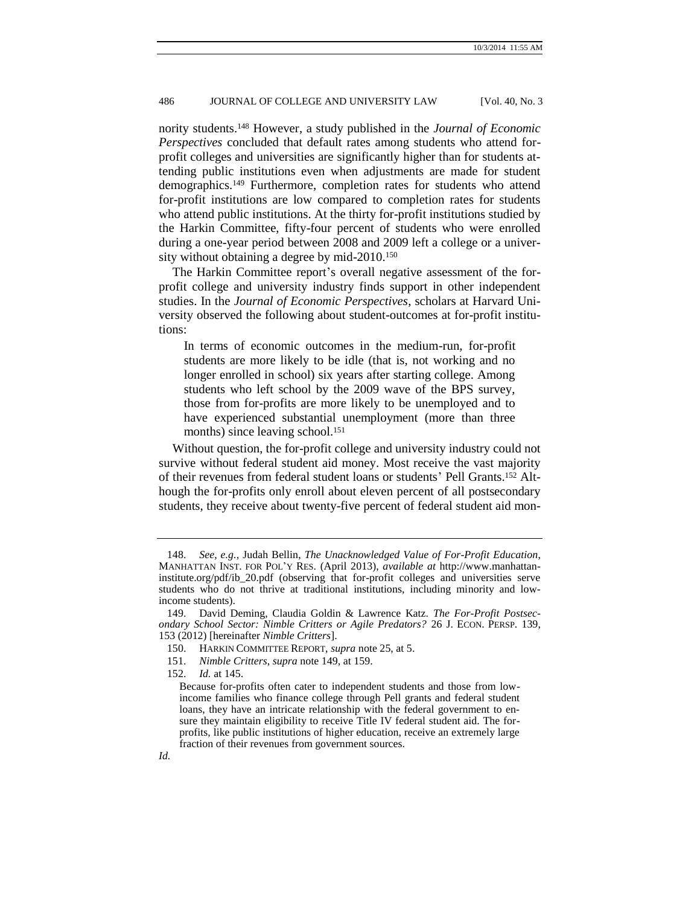nority students.[148] However, a study published in the *Journal of Economic Perspectives* concluded that default rates among students who attend for-profit colleges and universities are significantly higher than for students attending public institutions even when adjustments are made for student demographics.[149] Furthermore, completion rates for students who attend for-profit institutions are low compared to completion rates for students who attend public institutions. At the thirty for-profit institutions studied by the Harkin Committee, fifty-four percent of students who were enrolled during a one-year period between 2008 and 2009 left a college or a university without obtaining a degree by mid-2010.[150]

The Harkin Committee report's overall negative assessment of the for-profit college and university industry finds support in other independent studies. In the *Journal of Economic Perspectives*, scholars at Harvard University observed the following about student-outcomes at for-profit institutions:

> In terms of economic outcomes in the medium-run, for-profit students are more likely to be idle (that is, not working and no longer enrolled in school) six years after starting college. Among students who left school by the 2009 wave of the BPS survey, those from for-profits are more likely to be unemployed and to have experienced substantial unemployment (more than three months) since leaving school.[151]

Without question, the for-profit college and university industry could not survive without federal student aid money. Most receive the vast majority of their revenues from federal student loans or students' Pell Grants.[152] Although the for-profits only enroll about eleven percent of all postsecondary students, they receive about twenty-five percent of federal student aid mon-

---

148. *See, e.g.*, Judah Bellin, *The Unacknowledged Value of For-Profit Education*, MANHATTAN INST. FOR POL'Y RES. (April 2013), *available at* http://www.manhattan-institute.org/pdf/ib_20.pdf (observing that for-profit colleges and universities serve students who do not thrive at traditional institutions, including minority and low-income students).

149. David Deming, Claudia Goldin & Lawrence Katz. *The For-Profit Postsecondary School Sector: Nimble Critters or Agile Predators?* 26 J. ECON. PERSP. 139, 153 (2012) [hereinafter *Nimble Critters*].

150. HARKIN COMMITTEE REPORT, *supra* note 25, at 5.

151. *Nimble Critters*, *supra* note 149, at 159.

152. *Id.* at 145.

> Because for-profits often cater to independent students and those from low-income families who finance college through Pell grants and federal student loans, they have an intricate relationship with the federal government to ensure they maintain eligibility to receive Title IV federal student aid. The for-profits, like public institutions of higher education, receive an extremely large fraction of their revenues from government sources.

*Id.*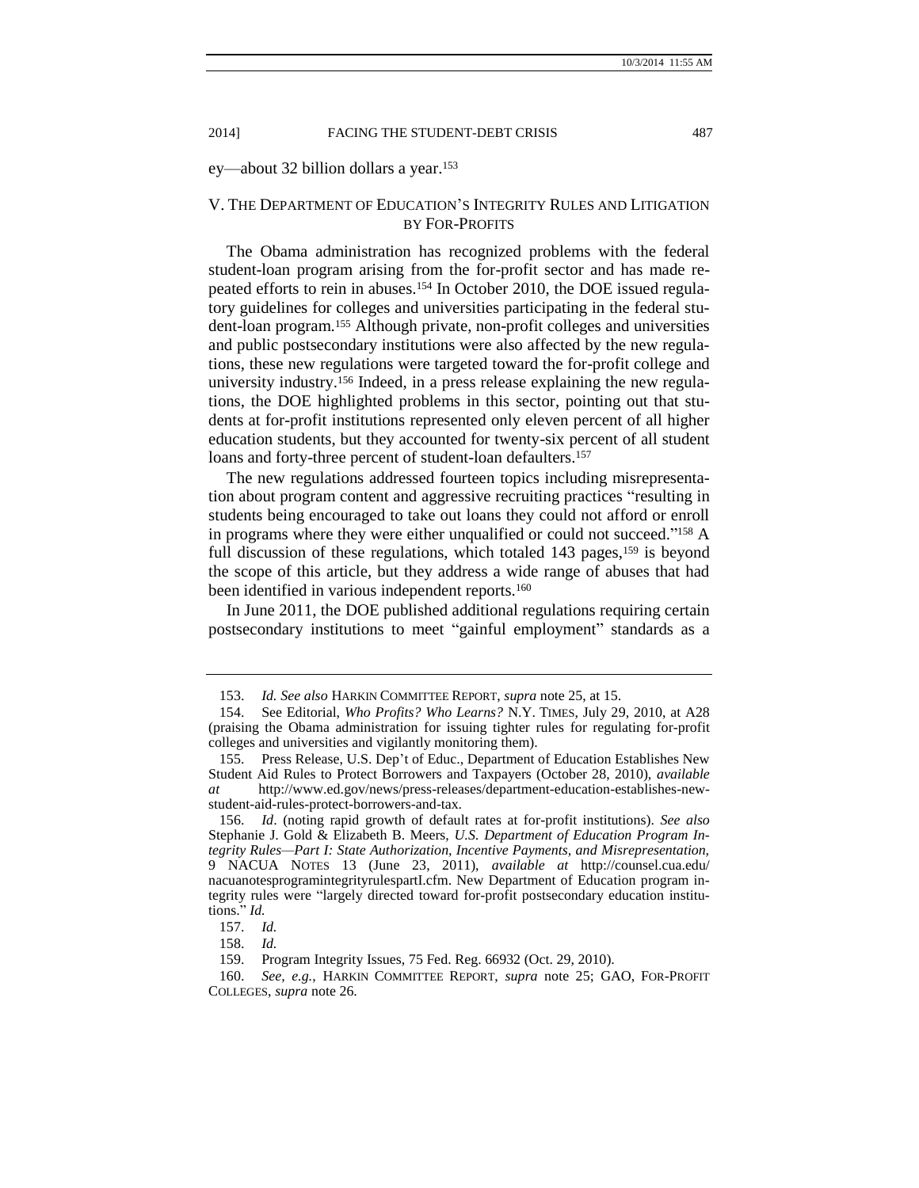ey—about 32 billion dollars a year.[153]

## V. THE DEPARTMENT OF EDUCATION'S INTEGRITY RULES AND LITIGATION BY FOR-PROFITS

The Obama administration has recognized problems with the federal student-loan program arising from the for-profit sector and has made repeated efforts to rein in abuses.[154] In October 2010, the DOE issued regulatory guidelines for colleges and universities participating in the federal student-loan program.[155] Although private, non-profit colleges and universities and public postsecondary institutions were also affected by the new regulations, these new regulations were targeted toward the for-profit college and university industry.[156] Indeed, in a press release explaining the new regulations, the DOE highlighted problems in this sector, pointing out that students at for-profit institutions represented only eleven percent of all higher education students, but they accounted for twenty-six percent of all student loans and forty-three percent of student-loan defaulters.[157]

The new regulations addressed fourteen topics including misrepresentation about program content and aggressive recruiting practices "resulting in students being encouraged to take out loans they could not afford or enroll in programs where they were either unqualified or could not succeed."[158] A full discussion of these regulations, which totaled 143 pages,[159] is beyond the scope of this article, but they address a wide range of abuses that had been identified in various independent reports.[160]

In June 2011, the DOE published additional regulations requiring certain postsecondary institutions to meet "gainful employment" standards as a

---

153. *Id. See also* HARKIN COMMITTEE REPORT, *supra* note 25, at 15.

154. See Editorial, *Who Profits? Who Learns?* N.Y. TIMES, July 29, 2010, at A28 (praising the Obama administration for issuing tighter rules for regulating for-profit colleges and universities and vigilantly monitoring them).

155. Press Release, U.S. Dep't of Educ., Department of Education Establishes New Student Aid Rules to Protect Borrowers and Taxpayers (October 28, 2010), *available at* http://www.ed.gov/news/press-releases/department-education-establishes-new-student-aid-rules-protect-borrowers-and-tax.

156. *Id*. (noting rapid growth of default rates at for-profit institutions). *See also* Stephanie J. Gold & Elizabeth B. Meers, *U.S. Department of Education Program Integrity Rules—Part I: State Authorization, Incentive Payments, and Misrepresentation*, 9 NACUA NOTES 13 (June 23, 2011), *available at* http://counsel.cua.edu/nacuanotesprogramintegrityrulespartI.cfm. New Department of Education program integrity rules were "largely directed toward for-profit postsecondary education institutions." *Id.*

157. *Id.*

158. *Id.*

159. Program Integrity Issues, 75 Fed. Reg. 66932 (Oct. 29, 2010).

160. *See, e.g.*, HARKIN COMMITTEE REPORT, *supra* note 25; GAO, FOR-PROFIT COLLEGES, *supra* note 26.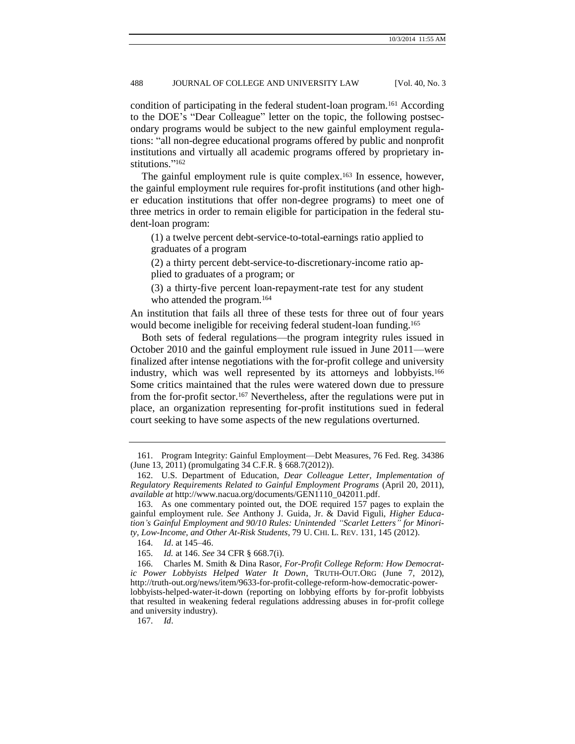condition of participating in the federal student-loan program.[161] According to the DOE's "Dear Colleague" letter on the topic, the following postsecondary programs would be subject to the new gainful employment regulations: "all non-degree educational programs offered by public and nonprofit institutions and virtually all academic programs offered by proprietary institutions."[162]

The gainful employment rule is quite complex.[163] In essence, however, the gainful employment rule requires for-profit institutions (and other higher education institutions that offer non-degree programs) to meet one of three metrics in order to remain eligible for participation in the federal student-loan program:

> (1) a twelve percent debt-service-to-total-earnings ratio applied to graduates of a program
>
> (2) a thirty percent debt-service-to-discretionary-income ratio applied to graduates of a program; or
>
> (3) a thirty-five percent loan-repayment-rate test for any student who attended the program.[164]

An institution that fails all three of these tests for three out of four years would become ineligible for receiving federal student-loan funding.[165]

Both sets of federal regulations—the program integrity rules issued in October 2010 and the gainful employment rule issued in June 2011—were finalized after intense negotiations with the for-profit college and university industry, which was well represented by its attorneys and lobbyists.[166] Some critics maintained that the rules were watered down due to pressure from the for-profit sector.[167] Nevertheless, after the regulations were put in place, an organization representing for-profit institutions sued in federal court seeking to have some aspects of the new regulations overturned.

---

161. Program Integrity: Gainful Employment—Debt Measures, 76 Fed. Reg. 34386 (June 13, 2011) (promulgating 34 C.F.R. § 668.7(2012)).

162. U.S. Department of Education, *Dear Colleague Letter, Implementation of Regulatory Requirements Related to Gainful Employment Programs* (April 20, 2011), *available at* http://www.nacua.org/documents/GEN1110_042011.pdf.

163. As one commentary pointed out, the DOE required 157 pages to explain the gainful employment rule. *See* Anthony J. Guida, Jr. & David Figuli, *Higher Education's Gainful Employment and 90/10 Rules: Unintended "Scarlet Letters" for Minority, Low-Income, and Other At-Risk Students*, 79 U. CHI. L. REV. 131, 145 (2012).

164. *Id*. at 145–46.

165. *Id.* at 146. *See* 34 CFR § 668.7(i).

166. Charles M. Smith & Dina Rasor, *For-Profit College Reform: How Democratic Power Lobbyists Helped Water It Down*, TRUTH-OUT.ORG (June 7, 2012), http://truth-out.org/news/item/9633-for-profit-college-reform-how-democratic-power-lobbyists-helped-water-it-down (reporting on lobbying efforts by for-profit lobbyists that resulted in weakening federal regulations addressing abuses in for-profit college and university industry).

167. *Id*.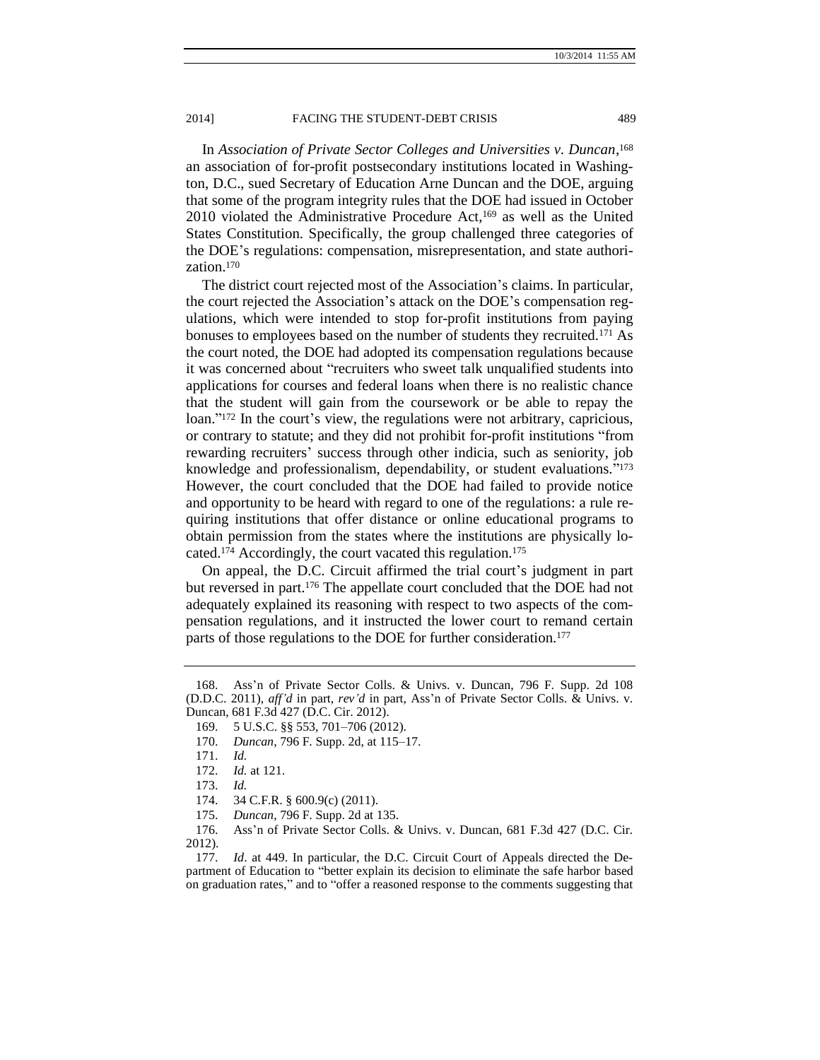In *Association of Private Sector Colleges and Universities v. Duncan*,[168] an association of for-profit postsecondary institutions located in Washington, D.C., sued Secretary of Education Arne Duncan and the DOE, arguing that some of the program integrity rules that the DOE had issued in October 2010 violated the Administrative Procedure Act,[169] as well as the United States Constitution. Specifically, the group challenged three categories of the DOE's regulations: compensation, misrepresentation, and state authorization.[170]

The district court rejected most of the Association's claims. In particular, the court rejected the Association's attack on the DOE's compensation regulations, which were intended to stop for-profit institutions from paying bonuses to employees based on the number of students they recruited.[171] As the court noted, the DOE had adopted its compensation regulations because it was concerned about "recruiters who sweet talk unqualified students into applications for courses and federal loans when there is no realistic chance that the student will gain from the coursework or be able to repay the loan."[172] In the court's view, the regulations were not arbitrary, capricious, or contrary to statute; and they did not prohibit for-profit institutions "from rewarding recruiters' success through other indicia, such as seniority, job knowledge and professionalism, dependability, or student evaluations."[173] However, the court concluded that the DOE had failed to provide notice and opportunity to be heard with regard to one of the regulations: a rule requiring institutions that offer distance or online educational programs to obtain permission from the states where the institutions are physically located.[174] Accordingly, the court vacated this regulation.[175]

On appeal, the D.C. Circuit affirmed the trial court's judgment in part but reversed in part.[176] The appellate court concluded that the DOE had not adequately explained its reasoning with respect to two aspects of the compensation regulations, and it instructed the lower court to remand certain parts of those regulations to the DOE for further consideration.[177]

---

168. Ass'n of Private Sector Colls. & Univs. v. Duncan, 796 F. Supp. 2d 108 (D.D.C. 2011), *aff'd* in part, *rev'd* in part, Ass'n of Private Sector Colls. & Univs. v. Duncan, 681 F.3d 427 (D.C. Cir. 2012).

169. 5 U.S.C. §§ 553, 701–706 (2012).

170. *Duncan*, 796 F. Supp. 2d, at 115–17.

171. *Id.*

172. *Id.* at 121.

173. *Id.*

174. 34 C.F.R. § 600.9(c) (2011).

175. *Duncan*, 796 F. Supp. 2d at 135.

176. Ass'n of Private Sector Colls. & Univs. v. Duncan, 681 F.3d 427 (D.C. Cir. 2012).

177. *Id*. at 449. In particular, the D.C. Circuit Court of Appeals directed the Department of Education to "better explain its decision to eliminate the safe harbor based on graduation rates," and to "offer a reasoned response to the comments suggesting that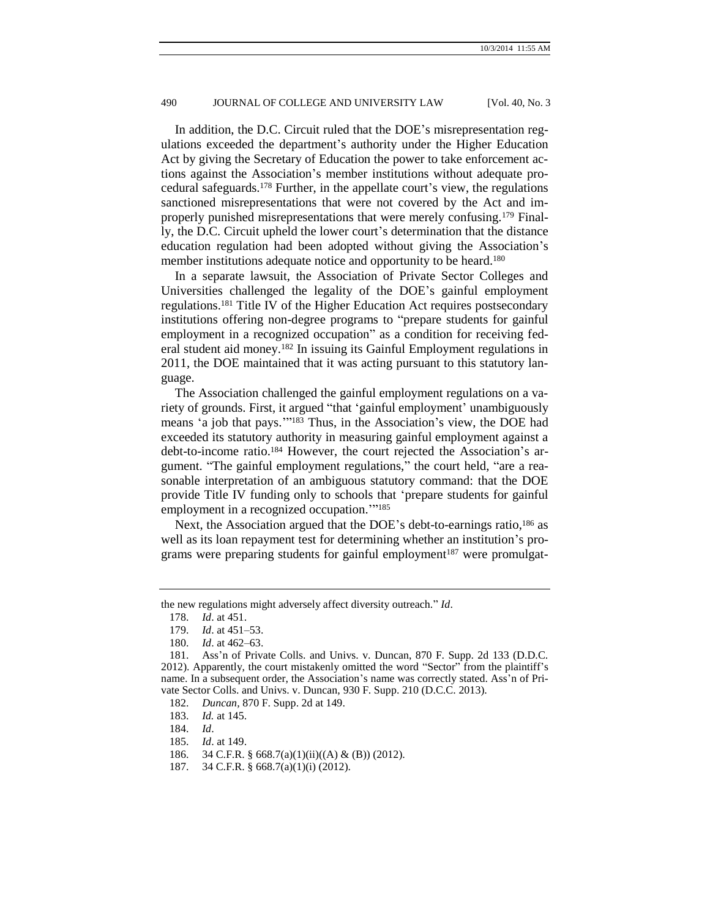In addition, the D.C. Circuit ruled that the DOE's misrepresentation regulations exceeded the department's authority under the Higher Education Act by giving the Secretary of Education the power to take enforcement actions against the Association's member institutions without adequate procedural safeguards.[178] Further, in the appellate court's view, the regulations sanctioned misrepresentations that were not covered by the Act and improperly punished misrepresentations that were merely confusing.[179] Finally, the D.C. Circuit upheld the lower court's determination that the distance education regulation had been adopted without giving the Association's member institutions adequate notice and opportunity to be heard.[180]

In a separate lawsuit, the Association of Private Sector Colleges and Universities challenged the legality of the DOE's gainful employment regulations.[181] Title IV of the Higher Education Act requires postsecondary institutions offering non-degree programs to "prepare students for gainful employment in a recognized occupation" as a condition for receiving federal student aid money.[182] In issuing its Gainful Employment regulations in 2011, the DOE maintained that it was acting pursuant to this statutory language.

The Association challenged the gainful employment regulations on a variety of grounds. First, it argued "that 'gainful employment' unambiguously means 'a job that pays.'"[183] Thus, in the Association's view, the DOE had exceeded its statutory authority in measuring gainful employment against a debt-to-income ratio.[184] However, the court rejected the Association's argument. "The gainful employment regulations," the court held, "are a reasonable interpretation of an ambiguous statutory command: that the DOE provide Title IV funding only to schools that 'prepare students for gainful employment in a recognized occupation.'"[185]

Next, the Association argued that the DOE's debt-to-earnings ratio,[186] as well as its loan repayment test for determining whether an institution's programs were preparing students for gainful employment[187] were promulgat-

---

the new regulations might adversely affect diversity outreach." *Id*.

178. *Id*. at 451.

179. *Id*. at 451–53.

180. *Id*. at 462–63.

181. Ass'n of Private Colls. and Univs. v. Duncan, 870 F. Supp. 2d 133 (D.D.C. 2012). Apparently, the court mistakenly omitted the word "Sector" from the plaintiff's name. In a subsequent order, the Association's name was correctly stated. Ass'n of Private Sector Colls. and Univs. v. Duncan, 930 F. Supp. 210 (D.C.C. 2013).

182. *Duncan*, 870 F. Supp. 2d at 149.

183. *Id.* at 145.

184. *Id*.

185. *Id*. at 149.

186. 34 C.F.R. § 668.7(a)(1)(ii)((A) & (B)) (2012).

187. 34 C.F.R. § 668.7(a)(1)(i) (2012).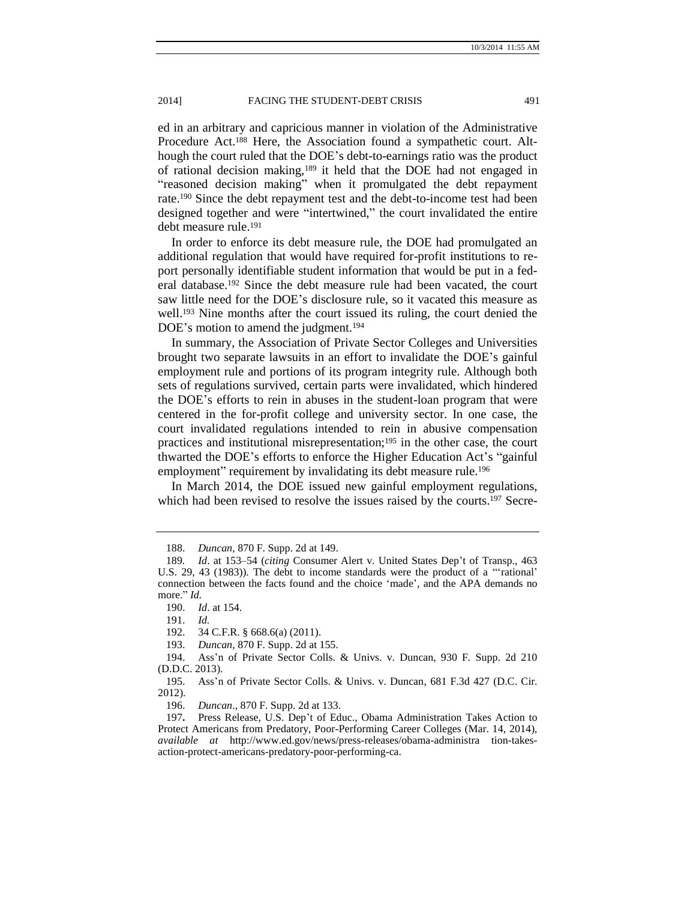ed in an arbitrary and capricious manner in violation of the Administrative Procedure Act.[188] Here, the Association found a sympathetic court. Although the court ruled that the DOE's debt-to-earnings ratio was the product of rational decision making,[189] it held that the DOE had not engaged in "reasoned decision making" when it promulgated the debt repayment rate.[190] Since the debt repayment test and the debt-to-income test had been designed together and were "intertwined," the court invalidated the entire debt measure rule.[191]

In order to enforce its debt measure rule, the DOE had promulgated an additional regulation that would have required for-profit institutions to report personally identifiable student information that would be put in a federal database.[192] Since the debt measure rule had been vacated, the court saw little need for the DOE's disclosure rule, so it vacated this measure as well.[193] Nine months after the court issued its ruling, the court denied the DOE's motion to amend the judgment.[194]

In summary, the Association of Private Sector Colleges and Universities brought two separate lawsuits in an effort to invalidate the DOE's gainful employment rule and portions of its program integrity rule. Although both sets of regulations survived, certain parts were invalidated, which hindered the DOE's efforts to rein in abuses in the student-loan program that were centered in the for-profit college and university sector. In one case, the court invalidated regulations intended to rein in abusive compensation practices and institutional misrepresentation;[195] in the other case, the court thwarted the DOE's efforts to enforce the Higher Education Act's "gainful employment" requirement by invalidating its debt measure rule.[196]

In March 2014, the DOE issued new gainful employment regulations, which had been revised to resolve the issues raised by the courts.[197] Secre-

---

188. *Duncan*, 870 F. Supp. 2d at 149.

189. *Id*. at 153–54 (*citing* Consumer Alert v. United States Dep't of Transp., 463 U.S. 29, 43 (1983)). The debt to income standards were the product of a "'rational' connection between the facts found and the choice 'made', and the APA demands no more." *Id.*

190. *Id*. at 154.

191. *Id.*

192. 34 C.F.R. § 668.6(a) (2011).

193. *Duncan*, 870 F. Supp. 2d at 155.

194. Ass'n of Private Sector Colls. & Univs. v. Duncan, 930 F. Supp. 2d 210 (D.D.C. 2013).

195. Ass'n of Private Sector Colls. & Univs. v. Duncan, 681 F.3d 427 (D.C. Cir. 2012).

196. *Duncan*., 870 F. Supp. 2d at 133.

197. Press Release, U.S. Dep't of Educ., Obama Administration Takes Action to Protect Americans from Predatory, Poor-Performing Career Colleges (Mar. 14, 2014), *available at* http://www.ed.gov/news/press-releases/obama-administra tion-takes-action-protect-americans-predatory-poor-performing-ca.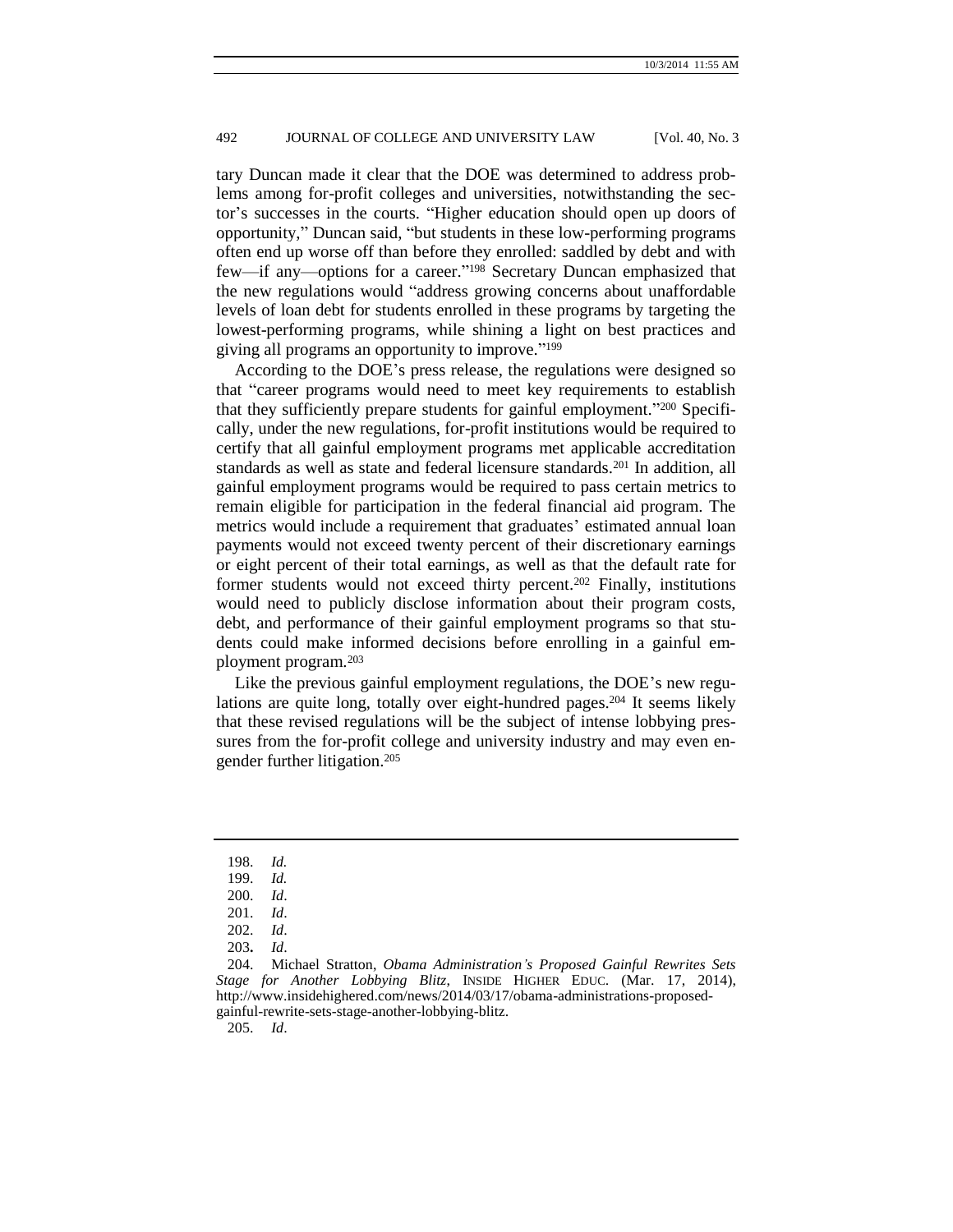tary Duncan made it clear that the DOE was determined to address problems among for-profit colleges and universities, notwithstanding the sector's successes in the courts. "Higher education should open up doors of opportunity," Duncan said, "but students in these low-performing programs often end up worse off than before they enrolled: saddled by debt and with few—if any—options for a career."[198] Secretary Duncan emphasized that the new regulations would "address growing concerns about unaffordable levels of loan debt for students enrolled in these programs by targeting the lowest-performing programs, while shining a light on best practices and giving all programs an opportunity to improve."[199]

According to the DOE's press release, the regulations were designed so that "career programs would need to meet key requirements to establish that they sufficiently prepare students for gainful employment."[200] Specifically, under the new regulations, for-profit institutions would be required to certify that all gainful employment programs met applicable accreditation standards as well as state and federal licensure standards.[201] In addition, all gainful employment programs would be required to pass certain metrics to remain eligible for participation in the federal financial aid program. The metrics would include a requirement that graduates' estimated annual loan payments would not exceed twenty percent of their discretionary earnings or eight percent of their total earnings, as well as that the default rate for former students would not exceed thirty percent.[202] Finally, institutions would need to publicly disclose information about their program costs, debt, and performance of their gainful employment programs so that students could make informed decisions before enrolling in a gainful employment program.[203]

Like the previous gainful employment regulations, the DOE's new regulations are quite long, totally over eight-hundred pages.[204] It seems likely that these revised regulations will be the subject of intense lobbying pressures from the for-profit college and university industry and may even engender further litigation.[205]

---

198. *Id.*

199. *Id.*

200. *Id*.

201. *Id*.

202. *Id*.

203. *Id*.

204. Michael Stratton, *Obama Administration's Proposed Gainful Rewrites Sets Stage for Another Lobbying Blitz*, INSIDE HIGHER EDUC. (Mar. 17, 2014), http://www.insidehighered.com/news/2014/03/17/obama-administrations-proposed-gainful-rewrite-sets-stage-another-lobbying-blitz.

205. *Id*.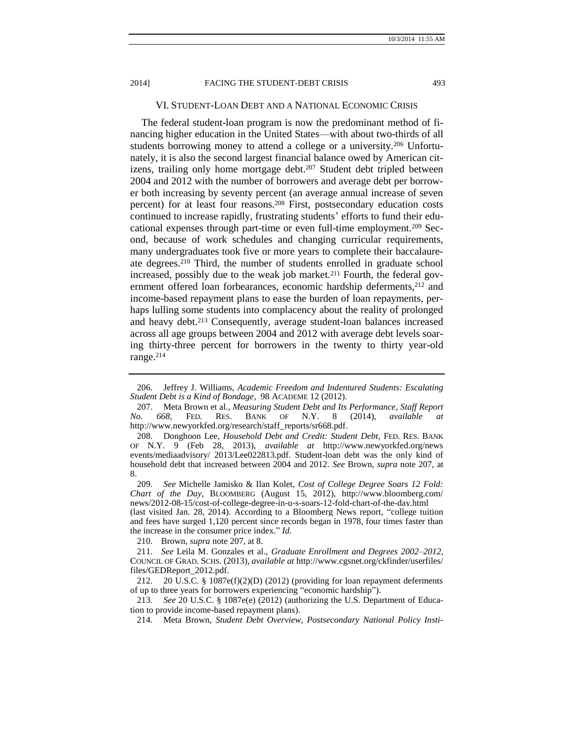## VI. STUDENT-LOAN DEBT AND A NATIONAL ECONOMIC CRISIS

The federal student-loan program is now the predominant method of financing higher education in the United States—with about two-thirds of all students borrowing money to attend a college or a university.[206] Unfortunately, it is also the second largest financial balance owed by American citizens, trailing only home mortgage debt.[207] Student debt tripled between 2004 and 2012 with the number of borrowers and average debt per borrower both increasing by seventy percent (an average annual increase of seven percent) for at least four reasons.[208] First, postsecondary education costs continued to increase rapidly, frustrating students' efforts to fund their educational expenses through part-time or even full-time employment.[209] Second, because of work schedules and changing curricular requirements, many undergraduates took five or more years to complete their baccalaureate degrees.[210] Third, the number of students enrolled in graduate school increased, possibly due to the weak job market.[211] Fourth, the federal government offered loan forbearances, economic hardship deferments,[212] and income-based repayment plans to ease the burden of loan repayments, perhaps lulling some students into complacency about the reality of prolonged and heavy debt.[213] Consequently, average student-loan balances increased across all age groups between 2004 and 2012 with average debt levels soaring thirty-three percent for borrowers in the twenty to thirty year-old range.[214]

---

206. Jeffrey J. Williams, *Academic Freedom and Indentured Students: Escalating Student Debt is a Kind of Bondage*, 98 ACADEME 12 (2012).

207. Meta Brown et al., *Measuring Student Debt and Its Performance*, *Staff Report No. 668*, FED. RES. BANK OF N.Y. 8 (2014), *available at* http://www.newyorkfed.org/research/staff_reports/sr668.pdf.

208. Donghoon Lee, *Household Debt and Credit: Student Debt*, FED. RES. BANK OF N.Y. 9 (Feb 28, 2013), *available at* http://www.newyorkfed.org/news events/mediaadvisory/ 2013/Lee022813.pdf. Student-loan debt was the only kind of household debt that increased between 2004 and 2012. *See* Brown, *supra* note 207, at 8.

209. *See* Michelle Jamisko & Ilan Kolet, *Cost of College Degree Soars 12 Fold: Chart of the Day*, BLOOMBERG (August 15, 2012), http://www.bloomberg.com/ news/2012-08-15/cost-of-college-degree-in-u-s-soars-12-fold-chart-of-the-day.html (last visited Jan. 28, 2014). According to a Bloomberg News report, "college tuition and fees have surged 1,120 percent since records began in 1978, four times faster than the increase in the consumer price index." *Id.*

210. Brown, *supra* note 207, at 8.

211. *See* Leila M. Gonzales et al., *Graduate Enrollment and Degrees 2002–2012*, COUNCIL OF GRAD. SCHS. (2013), *available at* http://www.cgsnet.org/ckfinder/userfiles/ files/GEDReport_2012.pdf.

212. 20 U.S.C. § 1087e(f)(2)(D) (2012) (providing for loan repayment deferments of up to three years for borrowers experiencing "economic hardship").

213. *See* 20 U.S.C. § 1087e(e) (2012) (authorizing the U.S. Department of Education to provide income-based repayment plans).

214. Meta Brown, *Student Debt Overview, Postsecondary National Policy Insti-*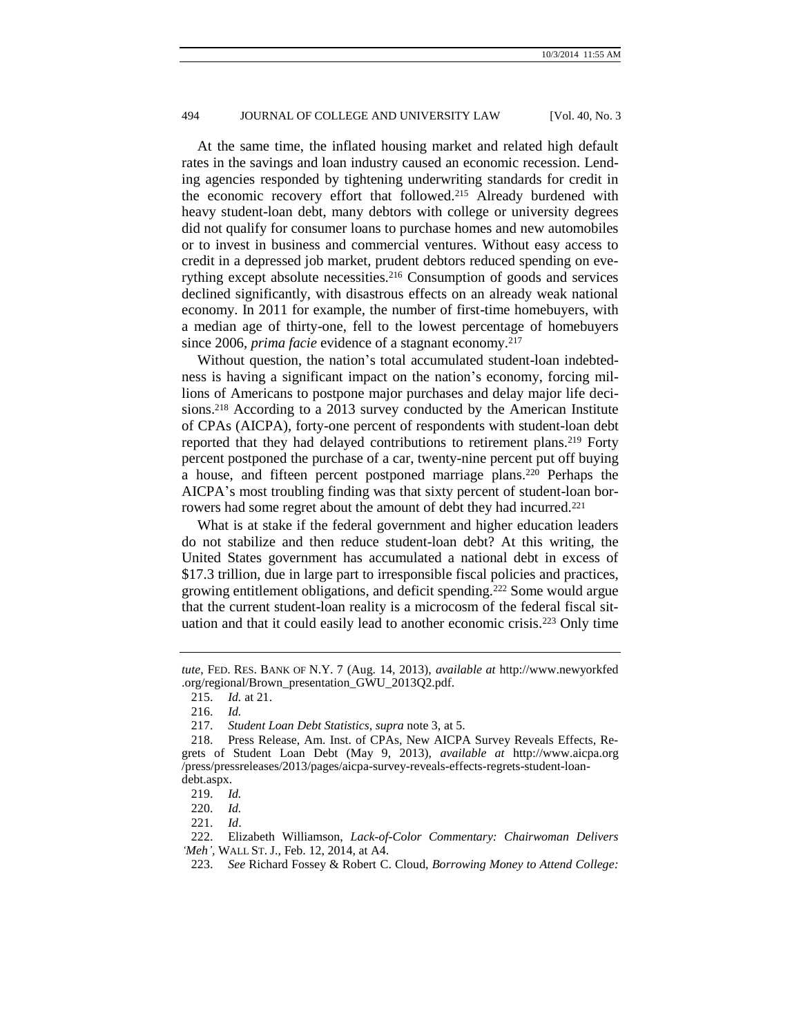At the same time, the inflated housing market and related high default rates in the savings and loan industry caused an economic recession. Lending agencies responded by tightening underwriting standards for credit in the economic recovery effort that followed.[215] Already burdened with heavy student-loan debt, many debtors with college or university degrees did not qualify for consumer loans to purchase homes and new automobiles or to invest in business and commercial ventures. Without easy access to credit in a depressed job market, prudent debtors reduced spending on everything except absolute necessities.[216] Consumption of goods and services declined significantly, with disastrous effects on an already weak national economy. In 2011 for example, the number of first-time homebuyers, with a median age of thirty-one, fell to the lowest percentage of homebuyers since 2006, *prima facie* evidence of a stagnant economy.[217]

Without question, the nation's total accumulated student-loan indebtedness is having a significant impact on the nation's economy, forcing millions of Americans to postpone major purchases and delay major life decisions.[218] According to a 2013 survey conducted by the American Institute of CPAs (AICPA), forty-one percent of respondents with student-loan debt reported that they had delayed contributions to retirement plans.[219] Forty percent postponed the purchase of a car, twenty-nine percent put off buying a house, and fifteen percent postponed marriage plans.[220] Perhaps the AICPA's most troubling finding was that sixty percent of student-loan borrowers had some regret about the amount of debt they had incurred.[221]

What is at stake if the federal government and higher education leaders do not stabilize and then reduce student-loan debt? At this writing, the United States government has accumulated a national debt in excess of $17.3 trillion, due in large part to irresponsible fiscal policies and practices, growing entitlement obligations, and deficit spending.[222] Some would argue that the current student-loan reality is a microcosm of the federal fiscal situation and that it could easily lead to another economic crisis.[223] Only time

---

*tute*, FED. RES. BANK OF N.Y. 7 (Aug. 14, 2013), *available at* http://www.newyorkfed.org/regional/Brown_presentation_GWU_2013Q2.pdf.

215. *Id.* at 21.

216. *Id.*

217. *Student Loan Debt Statistics*, *supra* note 3, at 5.

218. Press Release, Am. Inst. of CPAs, New AICPA Survey Reveals Effects, Regrets of Student Loan Debt (May 9, 2013), *available at* http://www.aicpa.org/press/pressreleases/2013/pages/aicpa-survey-reveals-effects-regrets-student-loan-debt.aspx.

219. *Id.*

220. *Id.*

221. *Id*.

222. Elizabeth Williamson, *Lack-of-Color Commentary: Chairwoman Delivers 'Meh'*, WALL ST. J., Feb. 12, 2014, at A4.

223. *See* Richard Fossey & Robert C. Cloud, *Borrowing Money to Attend College:*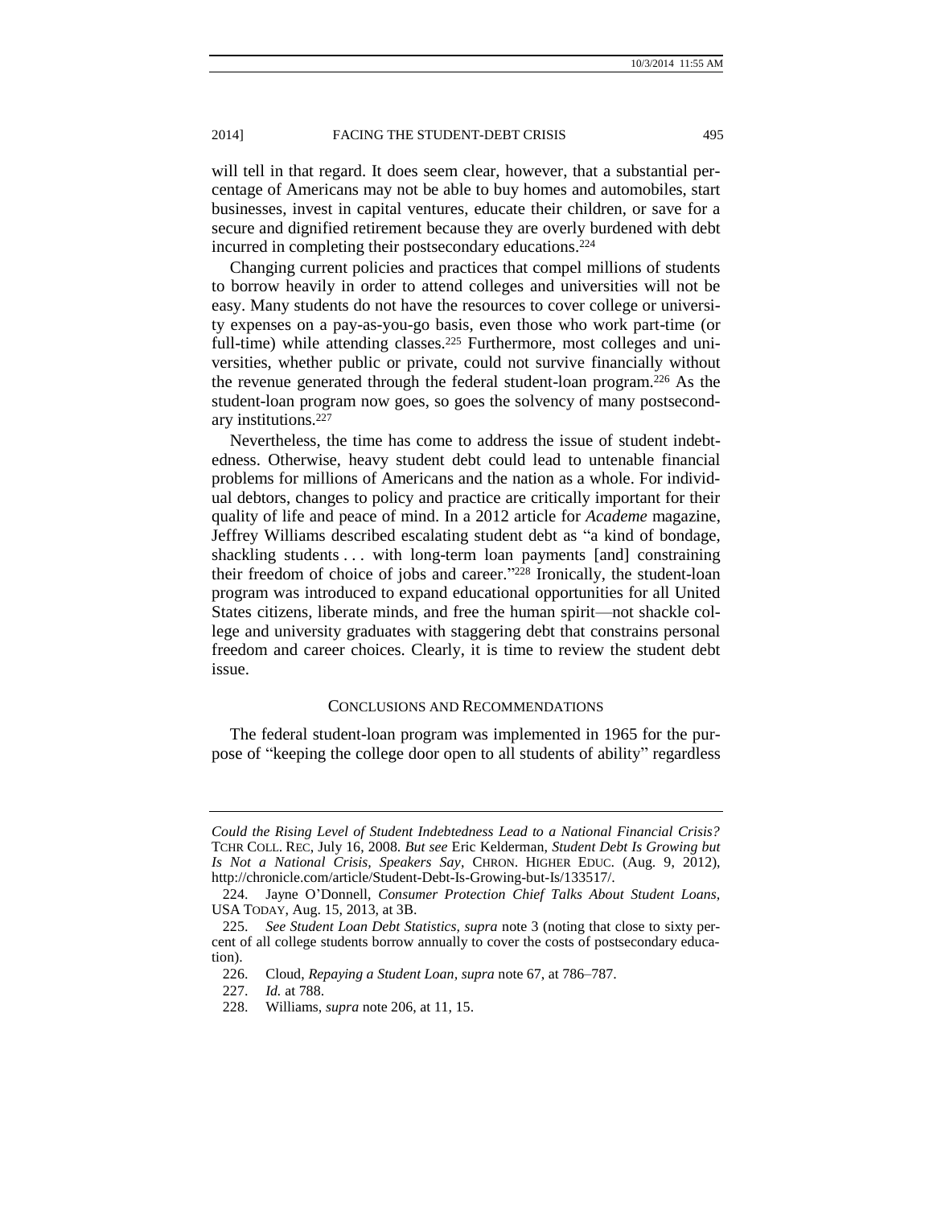will tell in that regard. It does seem clear, however, that a substantial percentage of Americans may not be able to buy homes and automobiles, start businesses, invest in capital ventures, educate their children, or save for a secure and dignified retirement because they are overly burdened with debt incurred in completing their postsecondary educations.[224]

Changing current policies and practices that compel millions of students to borrow heavily in order to attend colleges and universities will not be easy. Many students do not have the resources to cover college or university expenses on a pay-as-you-go basis, even those who work part-time (or full-time) while attending classes.[225] Furthermore, most colleges and universities, whether public or private, could not survive financially without the revenue generated through the federal student-loan program.[226] As the student-loan program now goes, so goes the solvency of many postsecondary institutions.[227]

Nevertheless, the time has come to address the issue of student indebtedness. Otherwise, heavy student debt could lead to untenable financial problems for millions of Americans and the nation as a whole. For individual debtors, changes to policy and practice are critically important for their quality of life and peace of mind. In a 2012 article for *Academe* magazine, Jeffrey Williams described escalating student debt as "a kind of bondage, shackling students . . . with long-term loan payments [and] constraining their freedom of choice of jobs and career."[228] Ironically, the student-loan program was introduced to expand educational opportunities for all United States citizens, liberate minds, and free the human spirit—not shackle college and university graduates with staggering debt that constrains personal freedom and career choices. Clearly, it is time to review the student debt issue.

## CONCLUSIONS AND RECOMMENDATIONS

The federal student-loan program was implemented in 1965 for the purpose of "keeping the college door open to all students of ability" regardless

---

*Could the Rising Level of Student Indebtedness Lead to a National Financial Crisis?* TCHR COLL. REC, July 16, 2008. *But see* Eric Kelderman, *Student Debt Is Growing but Is Not a National Crisis, Speakers Say*, CHRON. HIGHER EDUC. (Aug. 9, 2012), http://chronicle.com/article/Student-Debt-Is-Growing-but-Is/133517/.

224. Jayne O'Donnell, *Consumer Protection Chief Talks About Student Loans,* USA TODAY, Aug. 15, 2013, at 3B.

225. *See Student Loan Debt Statistics*, *supra* note 3 (noting that close to sixty percent of all college students borrow annually to cover the costs of postsecondary education).

226. Cloud, *Repaying a Student Loan*, *supra* note 67, at 786–787.

227. *Id.* at 788.

228. Williams, *supra* note 206, at 11, 15.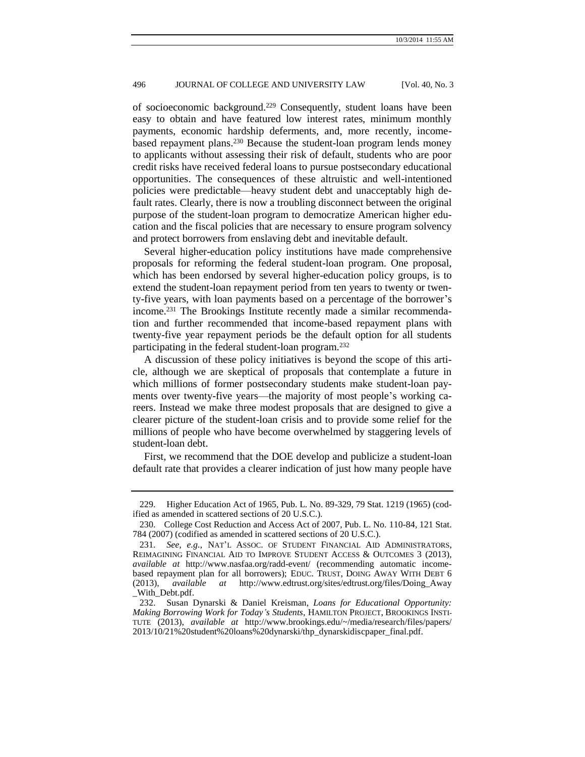of socioeconomic background.[229] Consequently, student loans have been easy to obtain and have featured low interest rates, minimum monthly payments, economic hardship deferments, and, more recently, income-based repayment plans.[230] Because the student-loan program lends money to applicants without assessing their risk of default, students who are poor credit risks have received federal loans to pursue postsecondary educational opportunities. The consequences of these altruistic and well-intentioned policies were predictable—heavy student debt and unacceptably high default rates. Clearly, there is now a troubling disconnect between the original purpose of the student-loan program to democratize American higher education and the fiscal policies that are necessary to ensure program solvency and protect borrowers from enslaving debt and inevitable default.

Several higher-education policy institutions have made comprehensive proposals for reforming the federal student-loan program. One proposal, which has been endorsed by several higher-education policy groups, is to extend the student-loan repayment period from ten years to twenty or twenty-five years, with loan payments based on a percentage of the borrower's income.[231] The Brookings Institute recently made a similar recommendation and further recommended that income-based repayment plans with twenty-five year repayment periods be the default option for all students participating in the federal student-loan program.[232]

A discussion of these policy initiatives is beyond the scope of this article, although we are skeptical of proposals that contemplate a future in which millions of former postsecondary students make student-loan payments over twenty-five years—the majority of most people's working careers. Instead we make three modest proposals that are designed to give a clearer picture of the student-loan crisis and to provide some relief for the millions of people who have become overwhelmed by staggering levels of student-loan debt.

First, we recommend that the DOE develop and publicize a student-loan default rate that provides a clearer indication of just how many people have

---

229. Higher Education Act of 1965, Pub. L. No. 89-329, 79 Stat. 1219 (1965) (codified as amended in scattered sections of 20 U.S.C.).

230. College Cost Reduction and Access Act of 2007, Pub. L. No. 110-84, 121 Stat. 784 (2007) (codified as amended in scattered sections of 20 U.S.C.).

231. *See, e.g.*, NAT'L ASSOC. OF STUDENT FINANCIAL AID ADMINISTRATORS, REIMAGINING FINANCIAL AID TO IMPROVE STUDENT ACCESS & OUTCOMES 3 (2013), *available at* http://www.nasfaa.org/radd-event/ (recommending automatic income-based repayment plan for all borrowers); EDUC. TRUST, DOING AWAY WITH DEBT 6 (2013), *available at* http://www.edtrust.org/sites/edtrust.org/files/Doing_Away_With_Debt.pdf.

232. Susan Dynarski & Daniel Kreisman, *Loans for Educational Opportunity: Making Borrowing Work for Today's Students*, HAMILTON PROJECT, BROOKINGS INSTITUTE (2013), *available at* http://www.brookings.edu/~/media/research/files/papers/2013/10/21%20student%20loans%20dynarski/thp_dynarskidiscpaper_final.pdf.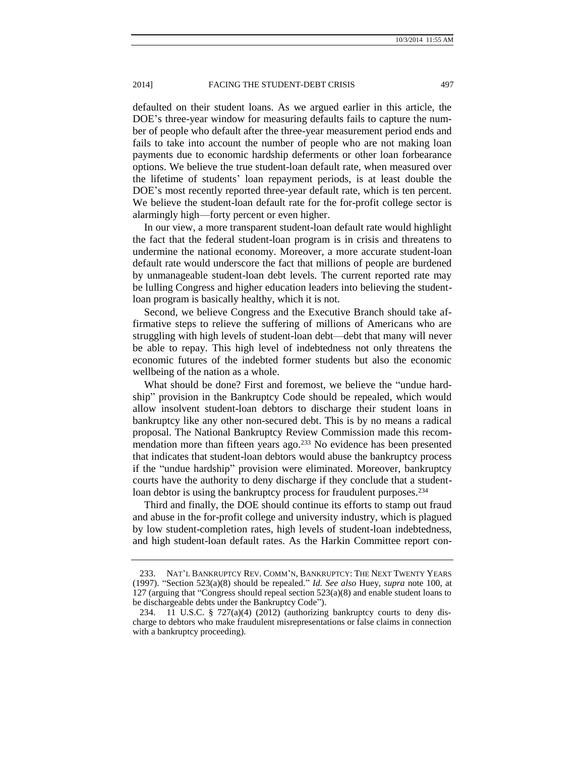defaulted on their student loans. As we argued earlier in this article, the DOE's three-year window for measuring defaults fails to capture the number of people who default after the three-year measurement period ends and fails to take into account the number of people who are not making loan payments due to economic hardship deferments or other loan forbearance options. We believe the true student-loan default rate, when measured over the lifetime of students' loan repayment periods, is at least double the DOE's most recently reported three-year default rate, which is ten percent. We believe the student-loan default rate for the for-profit college sector is alarmingly high—forty percent or even higher.

In our view, a more transparent student-loan default rate would highlight the fact that the federal student-loan program is in crisis and threatens to undermine the national economy. Moreover, a more accurate student-loan default rate would underscore the fact that millions of people are burdened by unmanageable student-loan debt levels. The current reported rate may be lulling Congress and higher education leaders into believing the student-loan program is basically healthy, which it is not.

Second, we believe Congress and the Executive Branch should take affirmative steps to relieve the suffering of millions of Americans who are struggling with high levels of student-loan debt—debt that many will never be able to repay. This high level of indebtedness not only threatens the economic futures of the indebted former students but also the economic wellbeing of the nation as a whole.

What should be done? First and foremost, we believe the "undue hardship" provision in the Bankruptcy Code should be repealed, which would allow insolvent student-loan debtors to discharge their student loans in bankruptcy like any other non-secured debt. This is by no means a radical proposal. The National Bankruptcy Review Commission made this recommendation more than fifteen years ago.[233] No evidence has been presented that indicates that student-loan debtors would abuse the bankruptcy process if the "undue hardship" provision were eliminated. Moreover, bankruptcy courts have the authority to deny discharge if they conclude that a student-loan debtor is using the bankruptcy process for fraudulent purposes.[234]

Third and finally, the DOE should continue its efforts to stamp out fraud and abuse in the for-profit college and university industry, which is plagued by low student-completion rates, high levels of student-loan indebtedness, and high student-loan default rates. As the Harkin Committee report con-

---

233. NAT'L BANKRUPTCY REV. COMM'N, BANKRUPTCY: THE NEXT TWENTY YEARS (1997). "Section 523(a)(8) should be repealed." *Id. See also* Huey, *supra* note 100, at 127 (arguing that "Congress should repeal section 523(a)(8) and enable student loans to be dischargeable debts under the Bankruptcy Code").

234. 11 U.S.C. § 727(a)(4) (2012) (authorizing bankruptcy courts to deny discharge to debtors who make fraudulent misrepresentations or false claims in connection with a bankruptcy proceeding).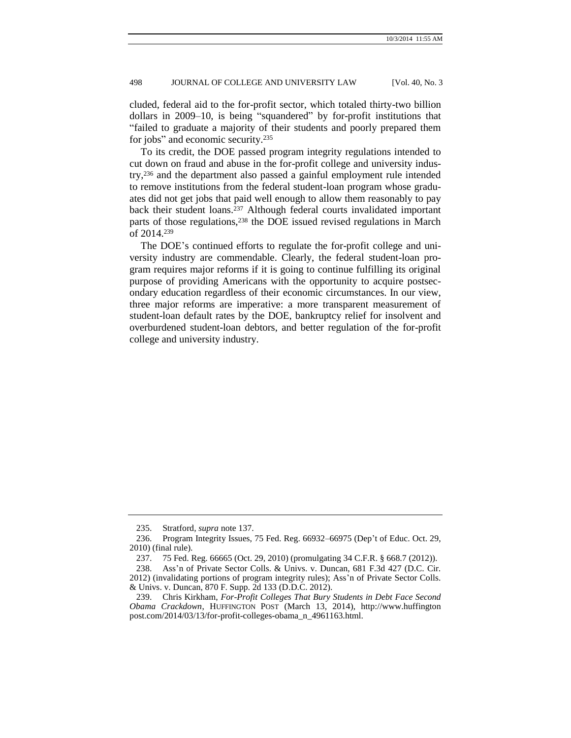cluded, federal aid to the for-profit sector, which totaled thirty-two billion dollars in 2009–10, is being "squandered" by for-profit institutions that "failed to graduate a majority of their students and poorly prepared them for jobs" and economic security.[235]

To its credit, the DOE passed program integrity regulations intended to cut down on fraud and abuse in the for-profit college and university industry,[236] and the department also passed a gainful employment rule intended to remove institutions from the federal student-loan program whose graduates did not get jobs that paid well enough to allow them reasonably to pay back their student loans.[237] Although federal courts invalidated important parts of those regulations,[238] the DOE issued revised regulations in March of 2014.[239]

The DOE's continued efforts to regulate the for-profit college and university industry are commendable. Clearly, the federal student-loan program requires major reforms if it is going to continue fulfilling its original purpose of providing Americans with the opportunity to acquire postsecondary education regardless of their economic circumstances. In our view, three major reforms are imperative: a more transparent measurement of student-loan default rates by the DOE, bankruptcy relief for insolvent and overburdened student-loan debtors, and better regulation of the for-profit college and university industry.

---

235. Stratford, *supra* note 137.

236. Program Integrity Issues, 75 Fed. Reg. 66932–66975 (Dep't of Educ. Oct. 29, 2010) (final rule).

237. 75 Fed. Reg. 66665 (Oct. 29, 2010) (promulgating 34 C.F.R. § 668.7 (2012)).

238. Ass'n of Private Sector Colls. & Univs. v. Duncan, 681 F.3d 427 (D.C. Cir. 2012) (invalidating portions of program integrity rules); Ass'n of Private Sector Colls. & Univs. v. Duncan, 870 F. Supp. 2d 133 (D.D.C. 2012).

239. Chris Kirkham, *For-Profit Colleges That Bury Students in Debt Face Second Obama Crackdown*, HUFFINGTON POST (March 13, 2014), http://www.huffingtonpost.com/2014/03/13/for-profit-colleges-obama_n_4961163.html.